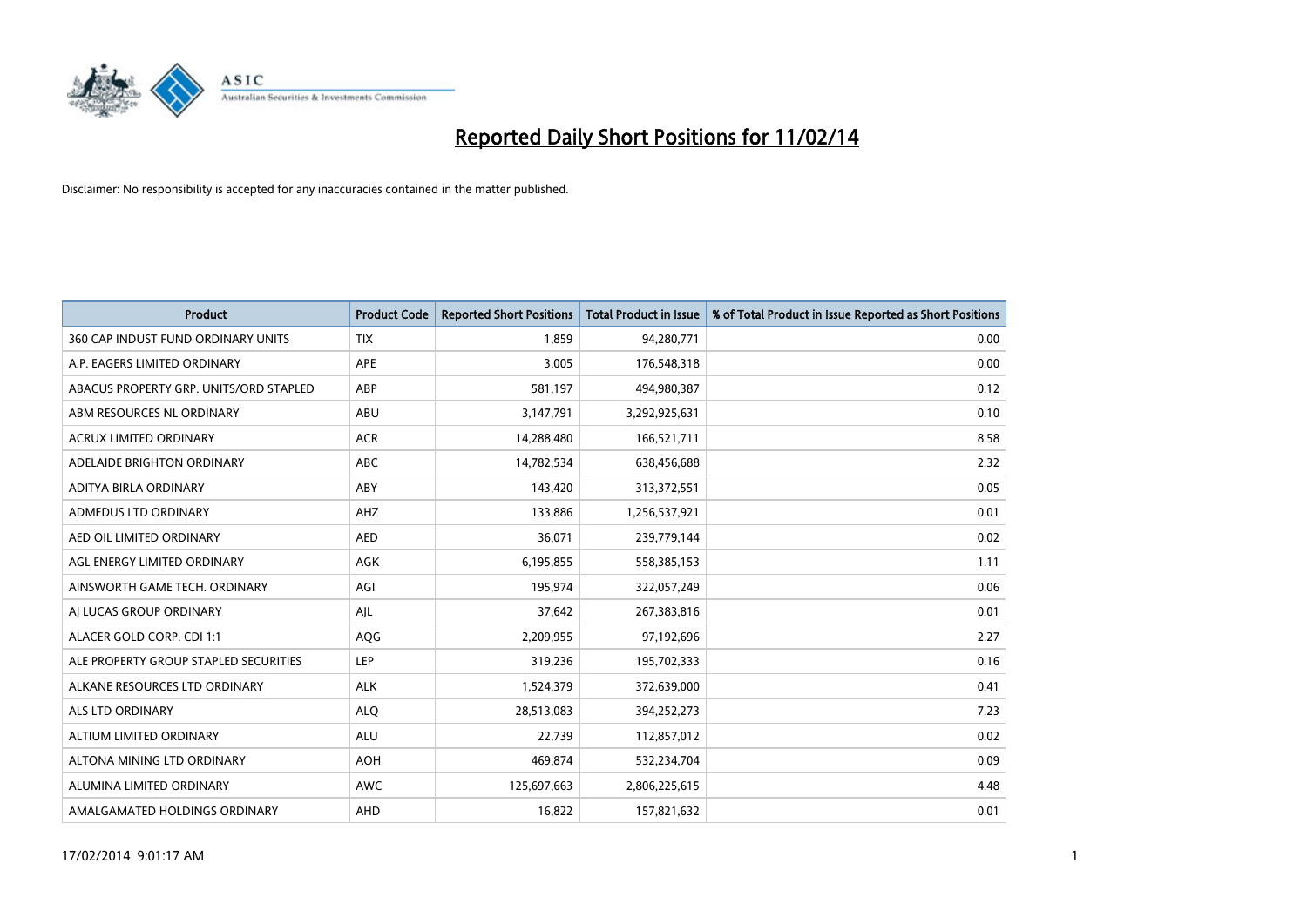# Reported Daily Short Positions for 11/02/14

Disclaimer: No responsibility is accepted for any inaccuracies contained in the matter published.

| Product | Product Code | Reported Short Positions | Total Product in Issue | % of Total Product in Issue Reported as Short Positions |
|---|---|---|---|---|
| 360 CAP INDUST FUND ORDINARY UNITS | TIX | 1,859 | 94,280,771 | 0.00 |
| A.P. EAGERS LIMITED ORDINARY | APE | 3,005 | 176,548,318 | 0.00 |
| ABACUS PROPERTY GRP. UNITS/ORD STAPLED | ABP | 581,197 | 494,980,387 | 0.12 |
| ABM RESOURCES NL ORDINARY | ABU | 3,147,791 | 3,292,925,631 | 0.10 |
| ACRUX LIMITED ORDINARY | ACR | 14,288,480 | 166,521,711 | 8.58 |
| ADELAIDE BRIGHTON ORDINARY | ABC | 14,782,534 | 638,456,688 | 2.32 |
| ADITYA BIRLA ORDINARY | ABY | 143,420 | 313,372,551 | 0.05 |
| ADMEDUS LTD ORDINARY | AHZ | 133,886 | 1,256,537,921 | 0.01 |
| AED OIL LIMITED ORDINARY | AED | 36,071 | 239,779,144 | 0.02 |
| AGL ENERGY LIMITED ORDINARY | AGK | 6,195,855 | 558,385,153 | 1.11 |
| AINSWORTH GAME TECH. ORDINARY | AGI | 195,974 | 322,057,249 | 0.06 |
| AJ LUCAS GROUP ORDINARY | AJL | 37,642 | 267,383,816 | 0.01 |
| ALACER GOLD CORP. CDI 1:1 | AQG | 2,209,955 | 97,192,696 | 2.27 |
| ALE PROPERTY GROUP STAPLED SECURITIES | LEP | 319,236 | 195,702,333 | 0.16 |
| ALKANE RESOURCES LTD ORDINARY | ALK | 1,524,379 | 372,639,000 | 0.41 |
| ALS LTD ORDINARY | ALQ | 28,513,083 | 394,252,273 | 7.23 |
| ALTIUM LIMITED ORDINARY | ALU | 22,739 | 112,857,012 | 0.02 |
| ALTONA MINING LTD ORDINARY | AOH | 469,874 | 532,234,704 | 0.09 |
| ALUMINA LIMITED ORDINARY | AWC | 125,697,663 | 2,806,225,615 | 4.48 |
| AMALGAMATED HOLDINGS ORDINARY | AHD | 16,822 | 157,821,632 | 0.01 |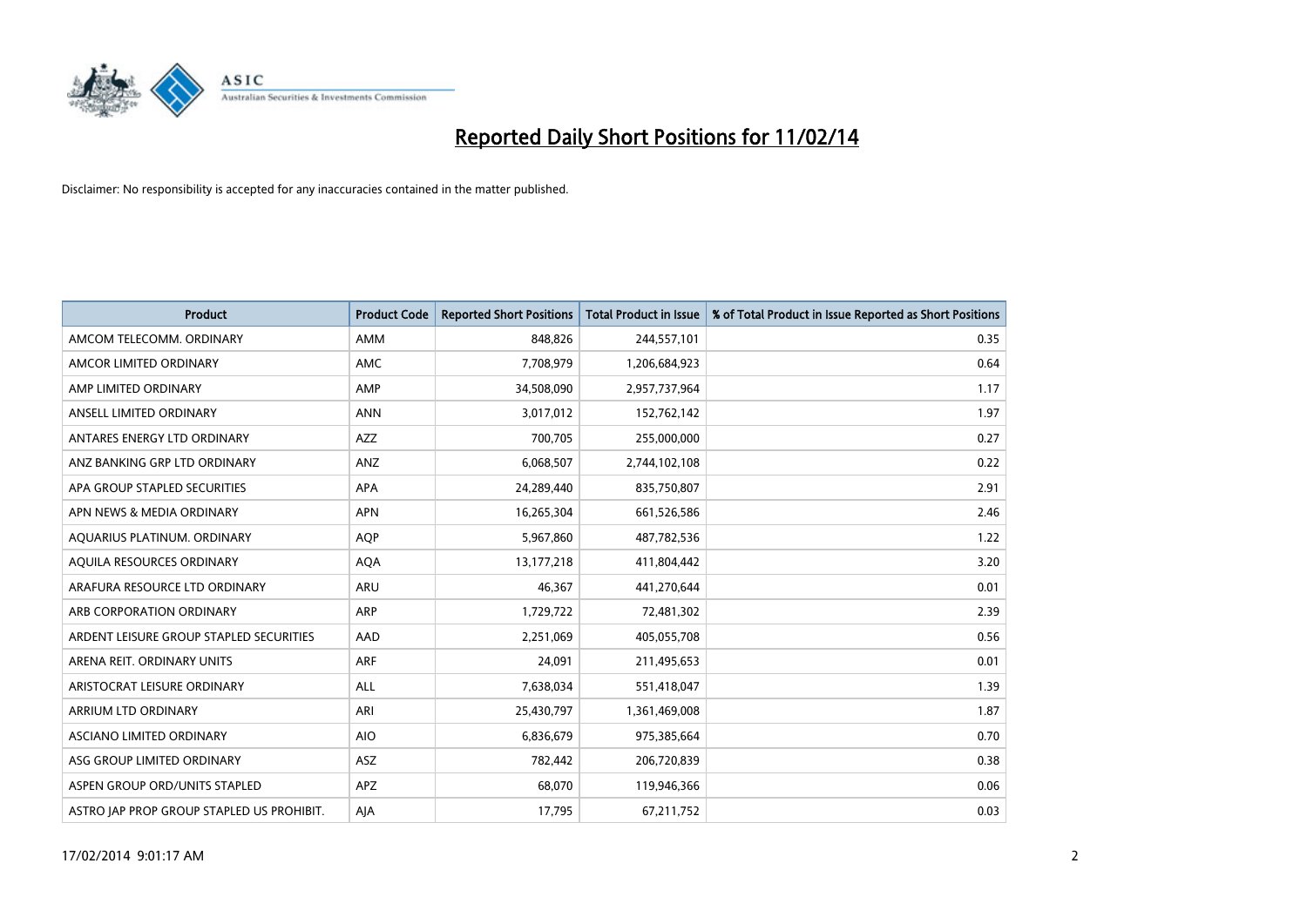# Reported Daily Short Positions for 11/02/14

Disclaimer: No responsibility is accepted for any inaccuracies contained in the matter published.

| Product | Product Code | Reported Short Positions | Total Product in Issue | % of Total Product in Issue Reported as Short Positions |
|---|---|---|---|---|
| AMCOM TELECOMM. ORDINARY | AMM | 848,826 | 244,557,101 | 0.35 |
| AMCOR LIMITED ORDINARY | AMC | 7,708,979 | 1,206,684,923 | 0.64 |
| AMP LIMITED ORDINARY | AMP | 34,508,090 | 2,957,737,964 | 1.17 |
| ANSELL LIMITED ORDINARY | ANN | 3,017,012 | 152,762,142 | 1.97 |
| ANTARES ENERGY LTD ORDINARY | AZZ | 700,705 | 255,000,000 | 0.27 |
| ANZ BANKING GRP LTD ORDINARY | ANZ | 6,068,507 | 2,744,102,108 | 0.22 |
| APA GROUP STAPLED SECURITIES | APA | 24,289,440 | 835,750,807 | 2.91 |
| APN NEWS & MEDIA ORDINARY | APN | 16,265,304 | 661,526,586 | 2.46 |
| AQUARIUS PLATINUM. ORDINARY | AQP | 5,967,860 | 487,782,536 | 1.22 |
| AQUILA RESOURCES ORDINARY | AQA | 13,177,218 | 411,804,442 | 3.20 |
| ARAFURA RESOURCE LTD ORDINARY | ARU | 46,367 | 441,270,644 | 0.01 |
| ARB CORPORATION ORDINARY | ARP | 1,729,722 | 72,481,302 | 2.39 |
| ARDENT LEISURE GROUP STAPLED SECURITIES | AAD | 2,251,069 | 405,055,708 | 0.56 |
| ARENA REIT. ORDINARY UNITS | ARF | 24,091 | 211,495,653 | 0.01 |
| ARISTOCRAT LEISURE ORDINARY | ALL | 7,638,034 | 551,418,047 | 1.39 |
| ARRIUM LTD ORDINARY | ARI | 25,430,797 | 1,361,469,008 | 1.87 |
| ASCIANO LIMITED ORDINARY | AIO | 6,836,679 | 975,385,664 | 0.70 |
| ASG GROUP LIMITED ORDINARY | ASZ | 782,442 | 206,720,839 | 0.38 |
| ASPEN GROUP ORD/UNITS STAPLED | APZ | 68,070 | 119,946,366 | 0.06 |
| ASTRO JAP PROP GROUP STAPLED US PROHIBIT. | AJA | 17,795 | 67,211,752 | 0.03 |

17/02/2014 9:01:17 AM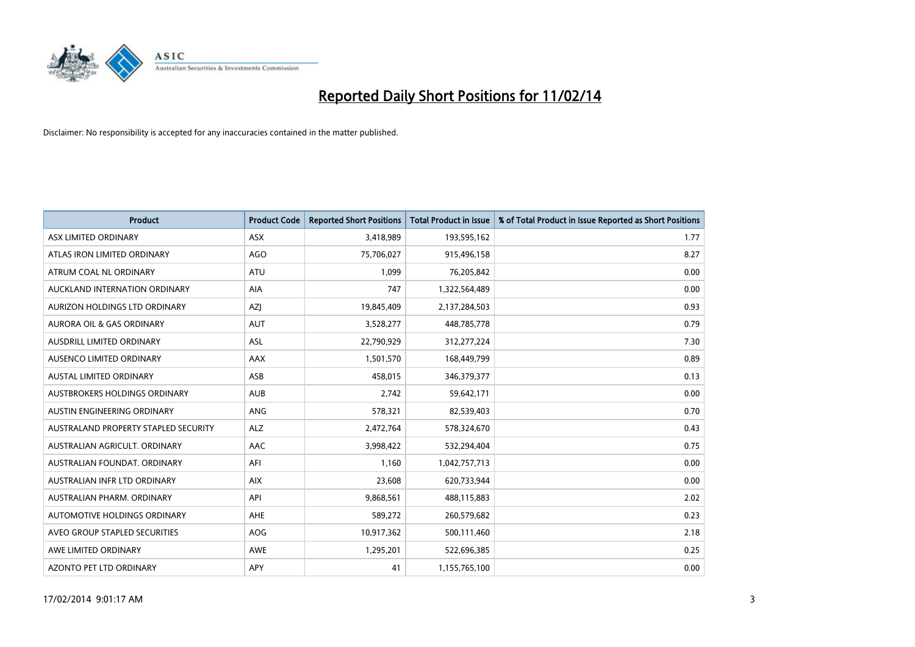# Reported Daily Short Positions for 11/02/14

Disclaimer: No responsibility is accepted for any inaccuracies contained in the matter published.

| Product | Product Code | Reported Short Positions | Total Product in Issue | % of Total Product in Issue Reported as Short Positions |
|---|---|---|---|---|
| ASX LIMITED ORDINARY | ASX | 3,418,989 | 193,595,162 | 1.77 |
| ATLAS IRON LIMITED ORDINARY | AGO | 75,706,027 | 915,496,158 | 8.27 |
| ATRUM COAL NL ORDINARY | ATU | 1,099 | 76,205,842 | 0.00 |
| AUCKLAND INTERNATION ORDINARY | AIA | 747 | 1,322,564,489 | 0.00 |
| AURIZON HOLDINGS LTD ORDINARY | AZJ | 19,845,409 | 2,137,284,503 | 0.93 |
| AURORA OIL & GAS ORDINARY | AUT | 3,528,277 | 448,785,778 | 0.79 |
| AUSDRILL LIMITED ORDINARY | ASL | 22,790,929 | 312,277,224 | 7.30 |
| AUSENCO LIMITED ORDINARY | AAX | 1,501,570 | 168,449,799 | 0.89 |
| AUSTAL LIMITED ORDINARY | ASB | 458,015 | 346,379,377 | 0.13 |
| AUSTBROKERS HOLDINGS ORDINARY | AUB | 2,742 | 59,642,171 | 0.00 |
| AUSTIN ENGINEERING ORDINARY | ANG | 578,321 | 82,539,403 | 0.70 |
| AUSTRALAND PROPERTY STAPLED SECURITY | ALZ | 2,472,764 | 578,324,670 | 0.43 |
| AUSTRALIAN AGRICULT. ORDINARY | AAC | 3,998,422 | 532,294,404 | 0.75 |
| AUSTRALIAN FOUNDAT. ORDINARY | AFI | 1,160 | 1,042,757,713 | 0.00 |
| AUSTRALIAN INFR LTD ORDINARY | AIX | 23,608 | 620,733,944 | 0.00 |
| AUSTRALIAN PHARM. ORDINARY | API | 9,868,561 | 488,115,883 | 2.02 |
| AUTOMOTIVE HOLDINGS ORDINARY | AHE | 589,272 | 260,579,682 | 0.23 |
| AVEO GROUP STAPLED SECURITIES | AOG | 10,917,362 | 500,111,460 | 2.18 |
| AWE LIMITED ORDINARY | AWE | 1,295,201 | 522,696,385 | 0.25 |
| AZONTO PET LTD ORDINARY | APY | 41 | 1,155,765,100 | 0.00 |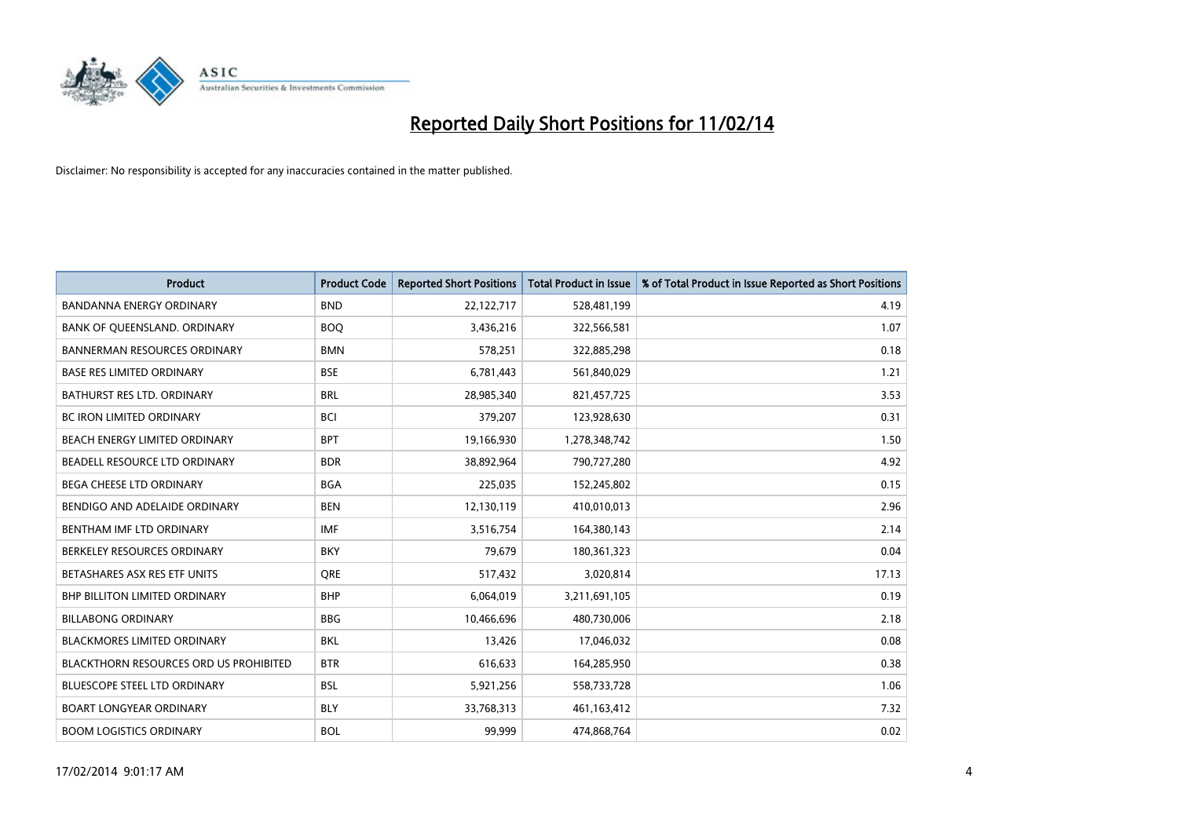# Reported Daily Short Positions for 11/02/14

Disclaimer: No responsibility is accepted for any inaccuracies contained in the matter published.

| Product | Product Code | Reported Short Positions | Total Product in Issue | % of Total Product in Issue Reported as Short Positions |
|---|---|---|---|---|
| BANDANNA ENERGY ORDINARY | BND | 22,122,717 | 528,481,199 | 4.19 |
| BANK OF QUEENSLAND. ORDINARY | BOQ | 3,436,216 | 322,566,581 | 1.07 |
| BANNERMAN RESOURCES ORDINARY | BMN | 578,251 | 322,885,298 | 0.18 |
| BASE RES LIMITED ORDINARY | BSE | 6,781,443 | 561,840,029 | 1.21 |
| BATHURST RES LTD. ORDINARY | BRL | 28,985,340 | 821,457,725 | 3.53 |
| BC IRON LIMITED ORDINARY | BCI | 379,207 | 123,928,630 | 0.31 |
| BEACH ENERGY LIMITED ORDINARY | BPT | 19,166,930 | 1,278,348,742 | 1.50 |
| BEADELL RESOURCE LTD ORDINARY | BDR | 38,892,964 | 790,727,280 | 4.92 |
| BEGA CHEESE LTD ORDINARY | BGA | 225,035 | 152,245,802 | 0.15 |
| BENDIGO AND ADELAIDE ORDINARY | BEN | 12,130,119 | 410,010,013 | 2.96 |
| BENTHAM IMF LTD ORDINARY | IMF | 3,516,754 | 164,380,143 | 2.14 |
| BERKELEY RESOURCES ORDINARY | BKY | 79,679 | 180,361,323 | 0.04 |
| BETASHARES ASX RES ETF UNITS | QRE | 517,432 | 3,020,814 | 17.13 |
| BHP BILLITON LIMITED ORDINARY | BHP | 6,064,019 | 3,211,691,105 | 0.19 |
| BILLABONG ORDINARY | BBG | 10,466,696 | 480,730,006 | 2.18 |
| BLACKMORES LIMITED ORDINARY | BKL | 13,426 | 17,046,032 | 0.08 |
| BLACKTHORN RESOURCES ORD US PROHIBITED | BTR | 616,633 | 164,285,950 | 0.38 |
| BLUESCOPE STEEL LTD ORDINARY | BSL | 5,921,256 | 558,733,728 | 1.06 |
| BOART LONGYEAR ORDINARY | BLY | 33,768,313 | 461,163,412 | 7.32 |
| BOOM LOGISTICS ORDINARY | BOL | 99,999 | 474,868,764 | 0.02 |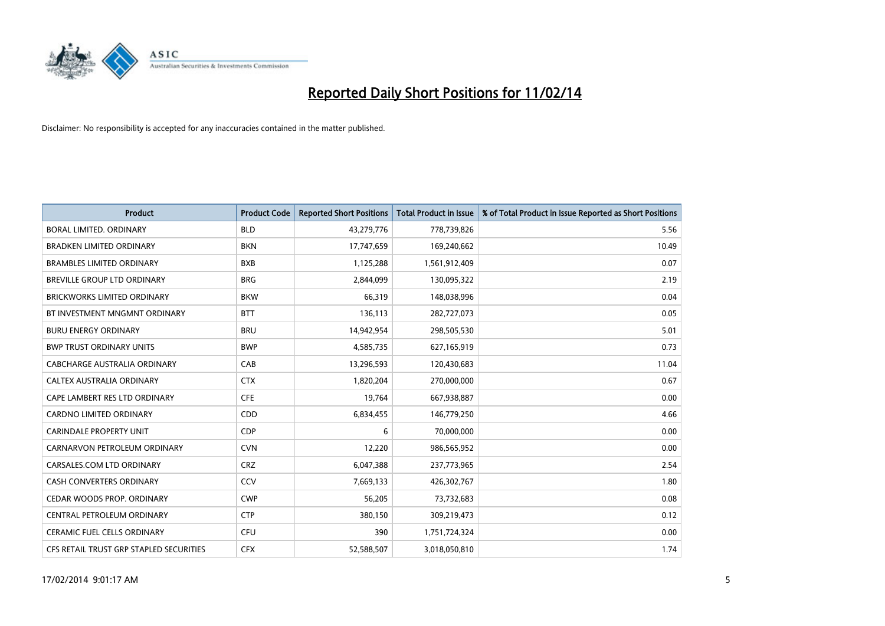# Reported Daily Short Positions for 11/02/14

Disclaimer: No responsibility is accepted for any inaccuracies contained in the matter published.

| Product | Product Code | Reported Short Positions | Total Product in Issue | % of Total Product in Issue Reported as Short Positions |
| --- | --- | --- | --- | --- |
| BORAL LIMITED. ORDINARY | BLD | 43,279,776 | 778,739,826 | 5.56 |
| BRADKEN LIMITED ORDINARY | BKN | 17,747,659 | 169,240,662 | 10.49 |
| BRAMBLES LIMITED ORDINARY | BXB | 1,125,288 | 1,561,912,409 | 0.07 |
| BREVILLE GROUP LTD ORDINARY | BRG | 2,844,099 | 130,095,322 | 2.19 |
| BRICKWORKS LIMITED ORDINARY | BKW | 66,319 | 148,038,996 | 0.04 |
| BT INVESTMENT MNGMNT ORDINARY | BTT | 136,113 | 282,727,073 | 0.05 |
| BURU ENERGY ORDINARY | BRU | 14,942,954 | 298,505,530 | 5.01 |
| BWP TRUST ORDINARY UNITS | BWP | 4,585,735 | 627,165,919 | 0.73 |
| CABCHARGE AUSTRALIA ORDINARY | CAB | 13,296,593 | 120,430,683 | 11.04 |
| CALTEX AUSTRALIA ORDINARY | CTX | 1,820,204 | 270,000,000 | 0.67 |
| CAPE LAMBERT RES LTD ORDINARY | CFE | 19,764 | 667,938,887 | 0.00 |
| CARDNO LIMITED ORDINARY | CDD | 6,834,455 | 146,779,250 | 4.66 |
| CARINDALE PROPERTY UNIT | CDP | 6 | 70,000,000 | 0.00 |
| CARNARVON PETROLEUM ORDINARY | CVN | 12,220 | 986,565,952 | 0.00 |
| CARSALES.COM LTD ORDINARY | CRZ | 6,047,388 | 237,773,965 | 2.54 |
| CASH CONVERTERS ORDINARY | CCV | 7,669,133 | 426,302,767 | 1.80 |
| CEDAR WOODS PROP. ORDINARY | CWP | 56,205 | 73,732,683 | 0.08 |
| CENTRAL PETROLEUM ORDINARY | CTP | 380,150 | 309,219,473 | 0.12 |
| CERAMIC FUEL CELLS ORDINARY | CFU | 390 | 1,751,724,324 | 0.00 |
| CFS RETAIL TRUST GRP STAPLED SECURITIES | CFX | 52,588,507 | 3,018,050,810 | 1.74 |

17/02/2014 9:01:17 AM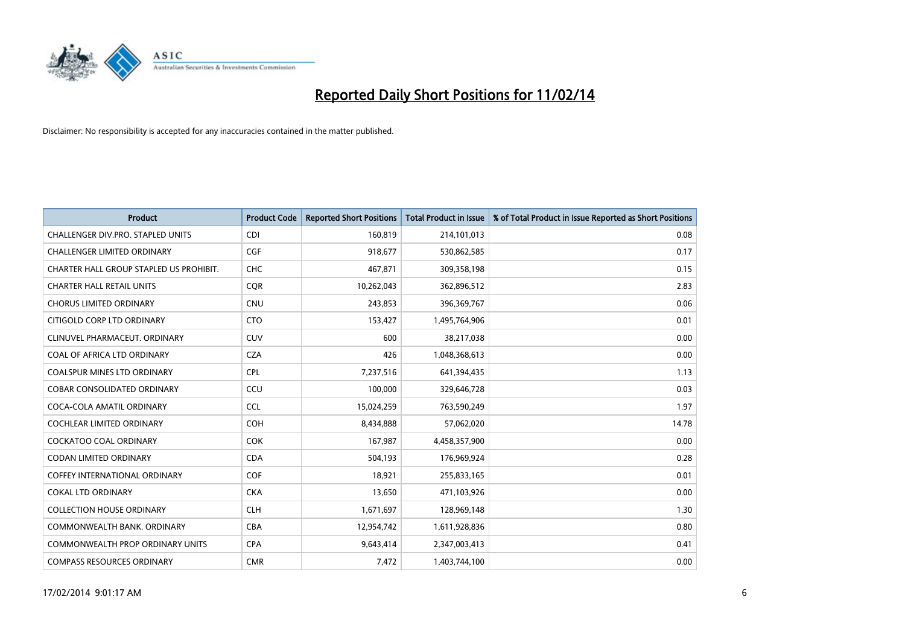# Reported Daily Short Positions for 11/02/14

Disclaimer: No responsibility is accepted for any inaccuracies contained in the matter published.

| Product | Product Code | Reported Short Positions | Total Product in Issue | % of Total Product in Issue Reported as Short Positions |
|---|---|---|---|---|
| CHALLENGER DIV.PRO. STAPLED UNITS | CDI | 160,819 | 214,101,013 | 0.08 |
| CHALLENGER LIMITED ORDINARY | CGF | 918,677 | 530,862,585 | 0.17 |
| CHARTER HALL GROUP STAPLED US PROHIBIT. | CHC | 467,871 | 309,358,198 | 0.15 |
| CHARTER HALL RETAIL UNITS | CQR | 10,262,043 | 362,896,512 | 2.83 |
| CHORUS LIMITED ORDINARY | CNU | 243,853 | 396,369,767 | 0.06 |
| CITIGOLD CORP LTD ORDINARY | CTO | 153,427 | 1,495,764,906 | 0.01 |
| CLINUVEL PHARMACEUT. ORDINARY | CUV | 600 | 38,217,038 | 0.00 |
| COAL OF AFRICA LTD ORDINARY | CZA | 426 | 1,048,368,613 | 0.00 |
| COALSPUR MINES LTD ORDINARY | CPL | 7,237,516 | 641,394,435 | 1.13 |
| COBAR CONSOLIDATED ORDINARY | CCU | 100,000 | 329,646,728 | 0.03 |
| COCA-COLA AMATIL ORDINARY | CCL | 15,024,259 | 763,590,249 | 1.97 |
| COCHLEAR LIMITED ORDINARY | COH | 8,434,888 | 57,062,020 | 14.78 |
| COCKATOO COAL ORDINARY | COK | 167,987 | 4,458,357,900 | 0.00 |
| CODAN LIMITED ORDINARY | CDA | 504,193 | 176,969,924 | 0.28 |
| COFFEY INTERNATIONAL ORDINARY | COF | 18,921 | 255,833,165 | 0.01 |
| COKAL LTD ORDINARY | CKA | 13,650 | 471,103,926 | 0.00 |
| COLLECTION HOUSE ORDINARY | CLH | 1,671,697 | 128,969,148 | 1.30 |
| COMMONWEALTH BANK. ORDINARY | CBA | 12,954,742 | 1,611,928,836 | 0.80 |
| COMMONWEALTH PROP ORDINARY UNITS | CPA | 9,643,414 | 2,347,003,413 | 0.41 |
| COMPASS RESOURCES ORDINARY | CMR | 7,472 | 1,403,744,100 | 0.00 |

17/02/2014 9:01:17 AM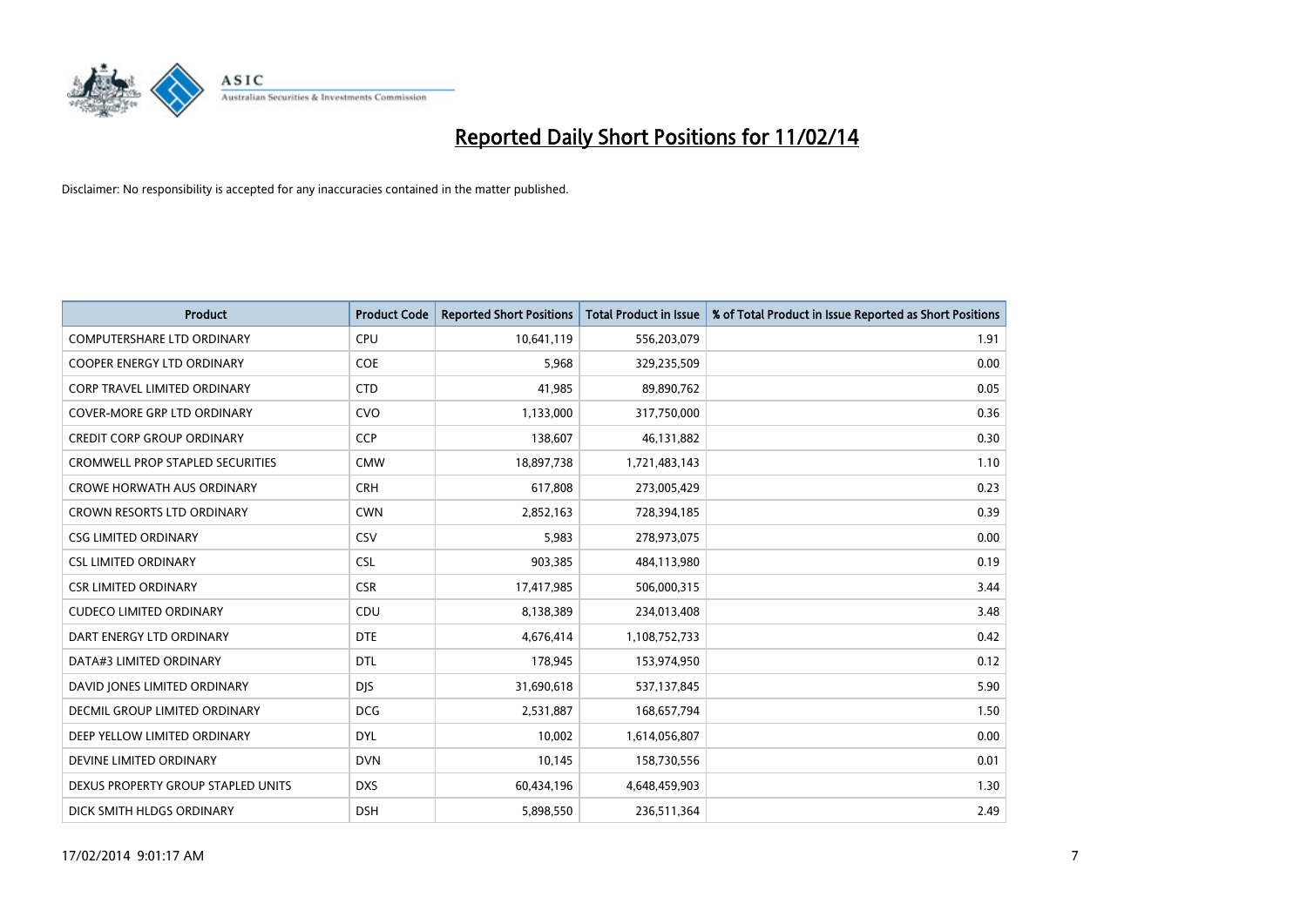# Reported Daily Short Positions for 11/02/14

Disclaimer: No responsibility is accepted for any inaccuracies contained in the matter published.

| Product | Product Code | Reported Short Positions | Total Product in Issue | % of Total Product in Issue Reported as Short Positions |
|---|---|---|---|---|
| COMPUTERSHARE LTD ORDINARY | CPU | 10,641,119 | 556,203,079 | 1.91 |
| COOPER ENERGY LTD ORDINARY | COE | 5,968 | 329,235,509 | 0.00 |
| CORP TRAVEL LIMITED ORDINARY | CTD | 41,985 | 89,890,762 | 0.05 |
| COVER-MORE GRP LTD ORDINARY | CVO | 1,133,000 | 317,750,000 | 0.36 |
| CREDIT CORP GROUP ORDINARY | CCP | 138,607 | 46,131,882 | 0.30 |
| CROMWELL PROP STAPLED SECURITIES | CMW | 18,897,738 | 1,721,483,143 | 1.10 |
| CROWE HORWATH AUS ORDINARY | CRH | 617,808 | 273,005,429 | 0.23 |
| CROWN RESORTS LTD ORDINARY | CWN | 2,852,163 | 728,394,185 | 0.39 |
| CSG LIMITED ORDINARY | CSV | 5,983 | 278,973,075 | 0.00 |
| CSL LIMITED ORDINARY | CSL | 903,385 | 484,113,980 | 0.19 |
| CSR LIMITED ORDINARY | CSR | 17,417,985 | 506,000,315 | 3.44 |
| CUDECO LIMITED ORDINARY | CDU | 8,138,389 | 234,013,408 | 3.48 |
| DART ENERGY LTD ORDINARY | DTE | 4,676,414 | 1,108,752,733 | 0.42 |
| DATA#3 LIMITED ORDINARY | DTL | 178,945 | 153,974,950 | 0.12 |
| DAVID JONES LIMITED ORDINARY | DJS | 31,690,618 | 537,137,845 | 5.90 |
| DECMIL GROUP LIMITED ORDINARY | DCG | 2,531,887 | 168,657,794 | 1.50 |
| DEEP YELLOW LIMITED ORDINARY | DYL | 10,002 | 1,614,056,807 | 0.00 |
| DEVINE LIMITED ORDINARY | DVN | 10,145 | 158,730,556 | 0.01 |
| DEXUS PROPERTY GROUP STAPLED UNITS | DXS | 60,434,196 | 4,648,459,903 | 1.30 |
| DICK SMITH HLDGS ORDINARY | DSH | 5,898,550 | 236,511,364 | 2.49 |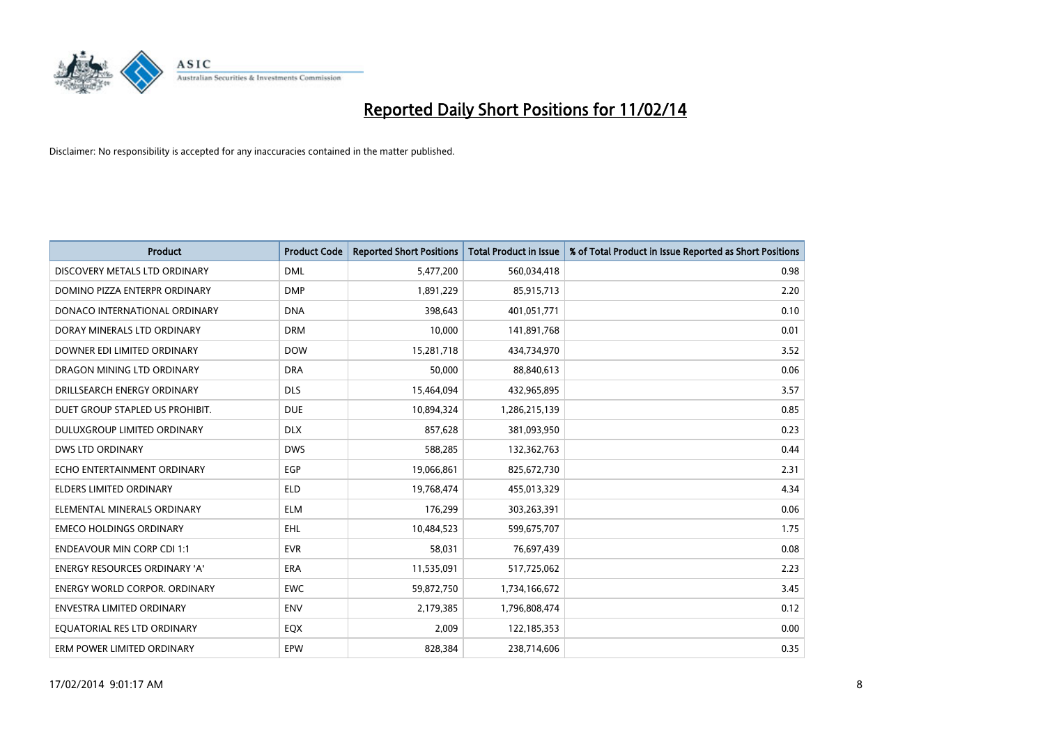# Reported Daily Short Positions for 11/02/14

Disclaimer: No responsibility is accepted for any inaccuracies contained in the matter published.

| Product | Product Code | Reported Short Positions | Total Product in Issue | % of Total Product in Issue Reported as Short Positions |
|---|---|---|---|---|
| DISCOVERY METALS LTD ORDINARY | DML | 5,477,200 | 560,034,418 | 0.98 |
| DOMINO PIZZA ENTERPR ORDINARY | DMP | 1,891,229 | 85,915,713 | 2.20 |
| DONACO INTERNATIONAL ORDINARY | DNA | 398,643 | 401,051,771 | 0.10 |
| DORAY MINERALS LTD ORDINARY | DRM | 10,000 | 141,891,768 | 0.01 |
| DOWNER EDI LIMITED ORDINARY | DOW | 15,281,718 | 434,734,970 | 3.52 |
| DRAGON MINING LTD ORDINARY | DRA | 50,000 | 88,840,613 | 0.06 |
| DRILLSEARCH ENERGY ORDINARY | DLS | 15,464,094 | 432,965,895 | 3.57 |
| DUET GROUP STAPLED US PROHIBIT. | DUE | 10,894,324 | 1,286,215,139 | 0.85 |
| DULUXGROUP LIMITED ORDINARY | DLX | 857,628 | 381,093,950 | 0.23 |
| DWS LTD ORDINARY | DWS | 588,285 | 132,362,763 | 0.44 |
| ECHO ENTERTAINMENT ORDINARY | EGP | 19,066,861 | 825,672,730 | 2.31 |
| ELDERS LIMITED ORDINARY | ELD | 19,768,474 | 455,013,329 | 4.34 |
| ELEMENTAL MINERALS ORDINARY | ELM | 176,299 | 303,263,391 | 0.06 |
| EMECO HOLDINGS ORDINARY | EHL | 10,484,523 | 599,675,707 | 1.75 |
| ENDEAVOUR MIN CORP CDI 1:1 | EVR | 58,031 | 76,697,439 | 0.08 |
| ENERGY RESOURCES ORDINARY 'A' | ERA | 11,535,091 | 517,725,062 | 2.23 |
| ENERGY WORLD CORPOR. ORDINARY | EWC | 59,872,750 | 1,734,166,672 | 3.45 |
| ENVESTRA LIMITED ORDINARY | ENV | 2,179,385 | 1,796,808,474 | 0.12 |
| EQUATORIAL RES LTD ORDINARY | EQX | 2,009 | 122,185,353 | 0.00 |
| ERM POWER LIMITED ORDINARY | EPW | 828,384 | 238,714,606 | 0.35 |

17/02/2014 9:01:17 AM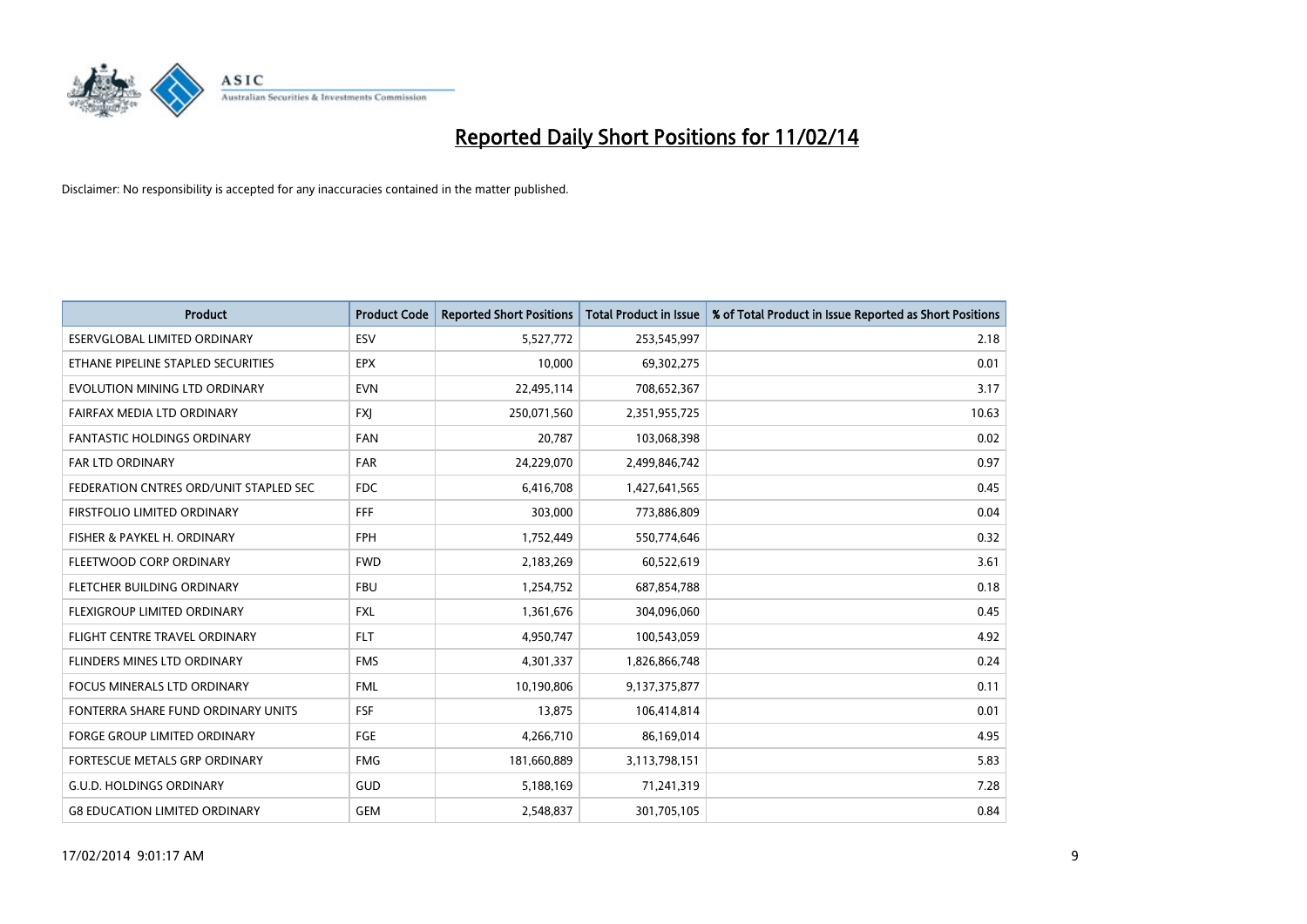# Reported Daily Short Positions for 11/02/14

Disclaimer: No responsibility is accepted for any inaccuracies contained in the matter published.

| Product | Product Code | Reported Short Positions | Total Product in Issue | % of Total Product in Issue Reported as Short Positions |
|---|---|---|---|---|
| ESERVGLOBAL LIMITED ORDINARY | ESV | 5,527,772 | 253,545,997 | 2.18 |
| ETHANE PIPELINE STAPLED SECURITIES | EPX | 10,000 | 69,302,275 | 0.01 |
| EVOLUTION MINING LTD ORDINARY | EVN | 22,495,114 | 708,652,367 | 3.17 |
| FAIRFAX MEDIA LTD ORDINARY | FXJ | 250,071,560 | 2,351,955,725 | 10.63 |
| FANTASTIC HOLDINGS ORDINARY | FAN | 20,787 | 103,068,398 | 0.02 |
| FAR LTD ORDINARY | FAR | 24,229,070 | 2,499,846,742 | 0.97 |
| FEDERATION CNTRES ORD/UNIT STAPLED SEC | FDC | 6,416,708 | 1,427,641,565 | 0.45 |
| FIRSTFOLIO LIMITED ORDINARY | FFF | 303,000 | 773,886,809 | 0.04 |
| FISHER & PAYKEL H. ORDINARY | FPH | 1,752,449 | 550,774,646 | 0.32 |
| FLEETWOOD CORP ORDINARY | FWD | 2,183,269 | 60,522,619 | 3.61 |
| FLETCHER BUILDING ORDINARY | FBU | 1,254,752 | 687,854,788 | 0.18 |
| FLEXIGROUP LIMITED ORDINARY | FXL | 1,361,676 | 304,096,060 | 0.45 |
| FLIGHT CENTRE TRAVEL ORDINARY | FLT | 4,950,747 | 100,543,059 | 4.92 |
| FLINDERS MINES LTD ORDINARY | FMS | 4,301,337 | 1,826,866,748 | 0.24 |
| FOCUS MINERALS LTD ORDINARY | FML | 10,190,806 | 9,137,375,877 | 0.11 |
| FONTERRA SHARE FUND ORDINARY UNITS | FSF | 13,875 | 106,414,814 | 0.01 |
| FORGE GROUP LIMITED ORDINARY | FGE | 4,266,710 | 86,169,014 | 4.95 |
| FORTESCUE METALS GRP ORDINARY | FMG | 181,660,889 | 3,113,798,151 | 5.83 |
| G.U.D. HOLDINGS ORDINARY | GUD | 5,188,169 | 71,241,319 | 7.28 |
| G8 EDUCATION LIMITED ORDINARY | GEM | 2,548,837 | 301,705,105 | 0.84 |

17/02/2014 9:01:17 AM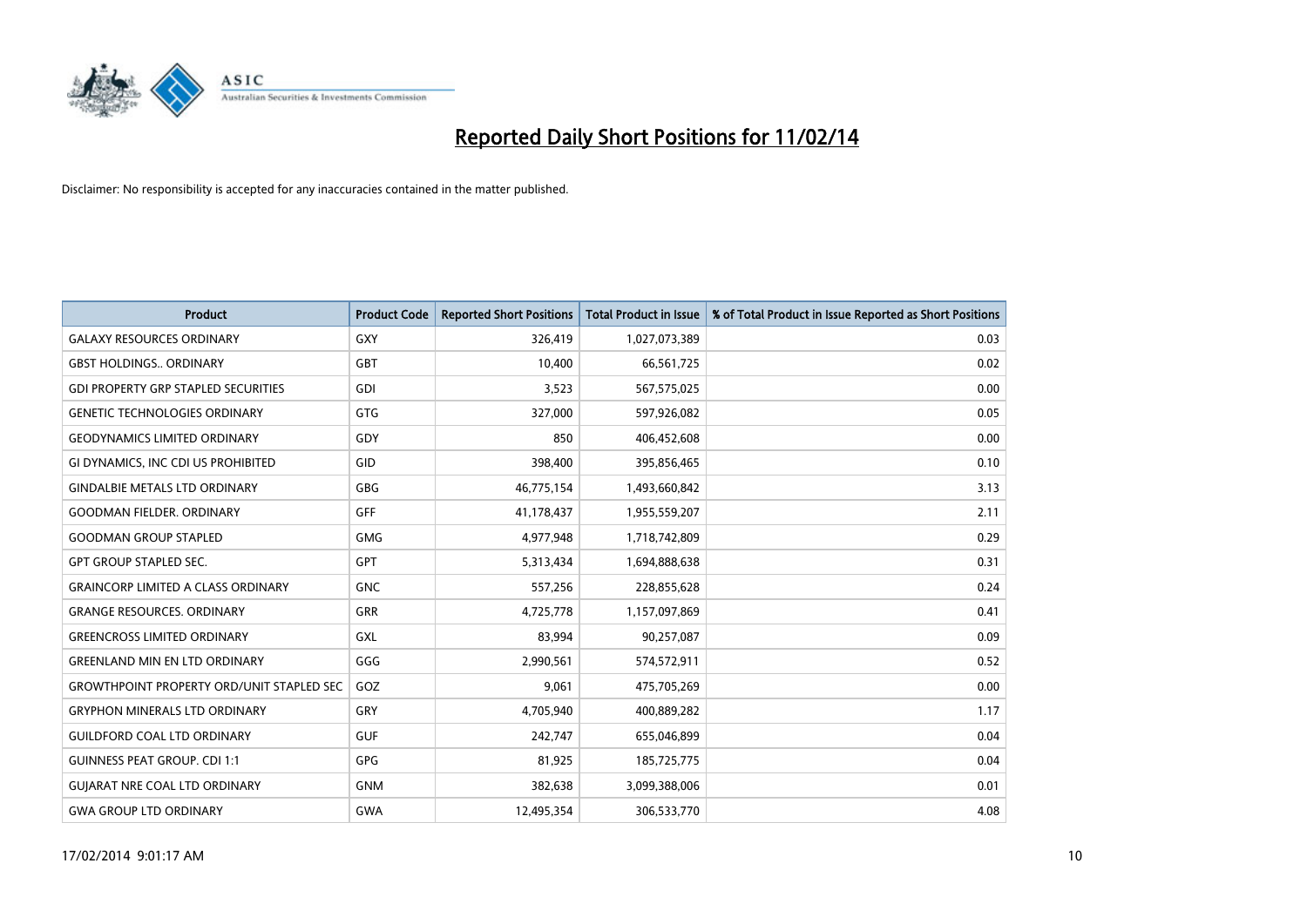# Reported Daily Short Positions for 11/02/14

Disclaimer: No responsibility is accepted for any inaccuracies contained in the matter published.

| Product | Product Code | Reported Short Positions | Total Product in Issue | % of Total Product in Issue Reported as Short Positions |
|---|---|---|---|---|
| GALAXY RESOURCES ORDINARY | GXY | 326,419 | 1,027,073,389 | 0.03 |
| GBST HOLDINGS.. ORDINARY | GBT | 10,400 | 66,561,725 | 0.02 |
| GDI PROPERTY GRP STAPLED SECURITIES | GDI | 3,523 | 567,575,025 | 0.00 |
| GENETIC TECHNOLOGIES ORDINARY | GTG | 327,000 | 597,926,082 | 0.05 |
| GEODYNAMICS LIMITED ORDINARY | GDY | 850 | 406,452,608 | 0.00 |
| GI DYNAMICS, INC CDI US PROHIBITED | GID | 398,400 | 395,856,465 | 0.10 |
| GINDALBIE METALS LTD ORDINARY | GBG | 46,775,154 | 1,493,660,842 | 3.13 |
| GOODMAN FIELDER. ORDINARY | GFF | 41,178,437 | 1,955,559,207 | 2.11 |
| GOODMAN GROUP STAPLED | GMG | 4,977,948 | 1,718,742,809 | 0.29 |
| GPT GROUP STAPLED SEC. | GPT | 5,313,434 | 1,694,888,638 | 0.31 |
| GRAINCORP LIMITED A CLASS ORDINARY | GNC | 557,256 | 228,855,628 | 0.24 |
| GRANGE RESOURCES. ORDINARY | GRR | 4,725,778 | 1,157,097,869 | 0.41 |
| GREENCROSS LIMITED ORDINARY | GXL | 83,994 | 90,257,087 | 0.09 |
| GREENLAND MIN EN LTD ORDINARY | GGG | 2,990,561 | 574,572,911 | 0.52 |
| GROWTHPOINT PROPERTY ORD/UNIT STAPLED SEC | GOZ | 9,061 | 475,705,269 | 0.00 |
| GRYPHON MINERALS LTD ORDINARY | GRY | 4,705,940 | 400,889,282 | 1.17 |
| GUILDFORD COAL LTD ORDINARY | GUF | 242,747 | 655,046,899 | 0.04 |
| GUINNESS PEAT GROUP. CDI 1:1 | GPG | 81,925 | 185,725,775 | 0.04 |
| GUJARAT NRE COAL LTD ORDINARY | GNM | 382,638 | 3,099,388,006 | 0.01 |
| GWA GROUP LTD ORDINARY | GWA | 12,495,354 | 306,533,770 | 4.08 |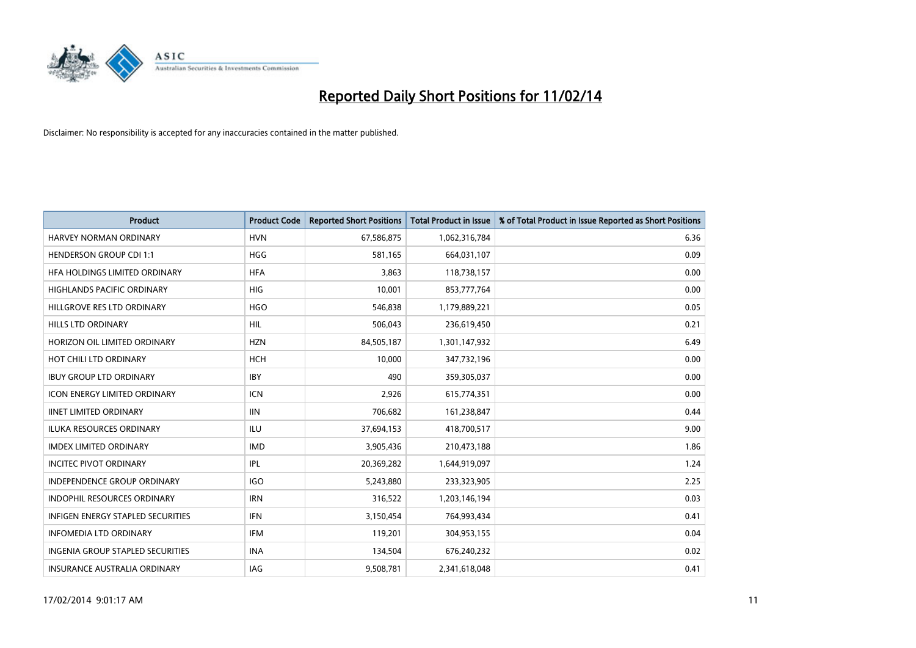# Reported Daily Short Positions for 11/02/14

Disclaimer: No responsibility is accepted for any inaccuracies contained in the matter published.

| Product | Product Code | Reported Short Positions | Total Product in Issue | % of Total Product in Issue Reported as Short Positions |
|---|---|---|---|---|
| HARVEY NORMAN ORDINARY | HVN | 67,586,875 | 1,062,316,784 | 6.36 |
| HENDERSON GROUP CDI 1:1 | HGG | 581,165 | 664,031,107 | 0.09 |
| HFA HOLDINGS LIMITED ORDINARY | HFA | 3,863 | 118,738,157 | 0.00 |
| HIGHLANDS PACIFIC ORDINARY | HIG | 10,001 | 853,777,764 | 0.00 |
| HILLGROVE RES LTD ORDINARY | HGO | 546,838 | 1,179,889,221 | 0.05 |
| HILLS LTD ORDINARY | HIL | 506,043 | 236,619,450 | 0.21 |
| HORIZON OIL LIMITED ORDINARY | HZN | 84,505,187 | 1,301,147,932 | 6.49 |
| HOT CHILI LTD ORDINARY | HCH | 10,000 | 347,732,196 | 0.00 |
| IBUY GROUP LTD ORDINARY | IBY | 490 | 359,305,037 | 0.00 |
| ICON ENERGY LIMITED ORDINARY | ICN | 2,926 | 615,774,351 | 0.00 |
| IINET LIMITED ORDINARY | IIN | 706,682 | 161,238,847 | 0.44 |
| ILUKA RESOURCES ORDINARY | ILU | 37,694,153 | 418,700,517 | 9.00 |
| IMDEX LIMITED ORDINARY | IMD | 3,905,436 | 210,473,188 | 1.86 |
| INCITEC PIVOT ORDINARY | IPL | 20,369,282 | 1,644,919,097 | 1.24 |
| INDEPENDENCE GROUP ORDINARY | IGO | 5,243,880 | 233,323,905 | 2.25 |
| INDOPHIL RESOURCES ORDINARY | IRN | 316,522 | 1,203,146,194 | 0.03 |
| INFIGEN ENERGY STAPLED SECURITIES | IFN | 3,150,454 | 764,993,434 | 0.41 |
| INFOMEDIA LTD ORDINARY | IFM | 119,201 | 304,953,155 | 0.04 |
| INGENIA GROUP STAPLED SECURITIES | INA | 134,504 | 676,240,232 | 0.02 |
| INSURANCE AUSTRALIA ORDINARY | IAG | 9,508,781 | 2,341,618,048 | 0.41 |

17/02/2014 9:01:17 AM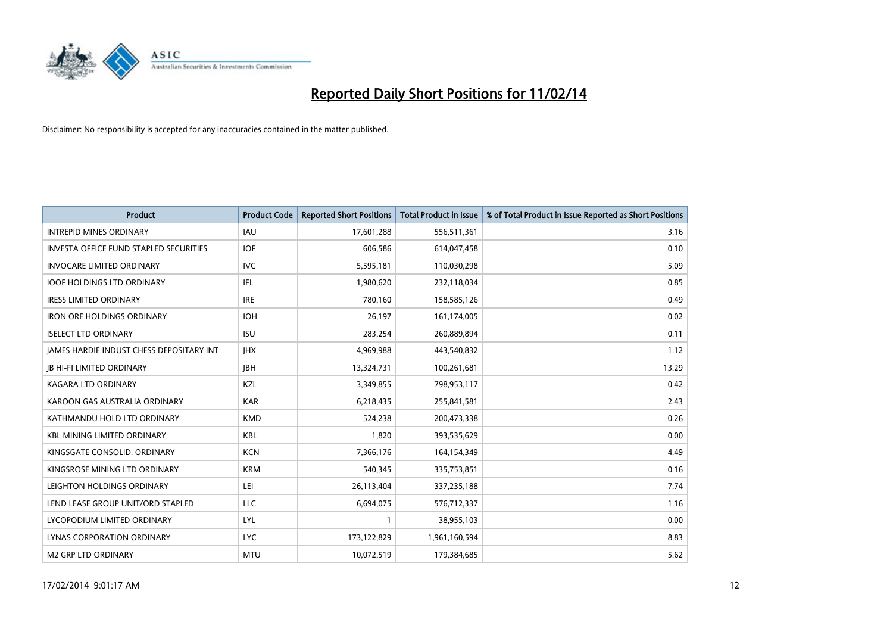# Reported Daily Short Positions for 11/02/14

Disclaimer: No responsibility is accepted for any inaccuracies contained in the matter published.

| Product | Product Code | Reported Short Positions | Total Product in Issue | % of Total Product in Issue Reported as Short Positions |
|---|---|---|---|---|
| INTREPID MINES ORDINARY | IAU | 17,601,288 | 556,511,361 | 3.16 |
| INVESTA OFFICE FUND STAPLED SECURITIES | IOF | 606,586 | 614,047,458 | 0.10 |
| INVOCARE LIMITED ORDINARY | IVC | 5,595,181 | 110,030,298 | 5.09 |
| IOOF HOLDINGS LTD ORDINARY | IFL | 1,980,620 | 232,118,034 | 0.85 |
| IRESS LIMITED ORDINARY | IRE | 780,160 | 158,585,126 | 0.49 |
| IRON ORE HOLDINGS ORDINARY | IOH | 26,197 | 161,174,005 | 0.02 |
| ISELECT LTD ORDINARY | ISU | 283,254 | 260,889,894 | 0.11 |
| JAMES HARDIE INDUST CHESS DEPOSITARY INT | JHX | 4,969,988 | 443,540,832 | 1.12 |
| JB HI-FI LIMITED ORDINARY | JBH | 13,324,731 | 100,261,681 | 13.29 |
| KAGARA LTD ORDINARY | KZL | 3,349,855 | 798,953,117 | 0.42 |
| KAROON GAS AUSTRALIA ORDINARY | KAR | 6,218,435 | 255,841,581 | 2.43 |
| KATHMANDU HOLD LTD ORDINARY | KMD | 524,238 | 200,473,338 | 0.26 |
| KBL MINING LIMITED ORDINARY | KBL | 1,820 | 393,535,629 | 0.00 |
| KINGSGATE CONSOLID. ORDINARY | KCN | 7,366,176 | 164,154,349 | 4.49 |
| KINGSROSE MINING LTD ORDINARY | KRM | 540,345 | 335,753,851 | 0.16 |
| LEIGHTON HOLDINGS ORDINARY | LEI | 26,113,404 | 337,235,188 | 7.74 |
| LEND LEASE GROUP UNIT/ORD STAPLED | LLC | 6,694,075 | 576,712,337 | 1.16 |
| LYCOPODIUM LIMITED ORDINARY | LYL | 1 | 38,955,103 | 0.00 |
| LYNAS CORPORATION ORDINARY | LYC | 173,122,829 | 1,961,160,594 | 8.83 |
| M2 GRP LTD ORDINARY | MTU | 10,072,519 | 179,384,685 | 5.62 |

17/02/2014 9:01:17 AM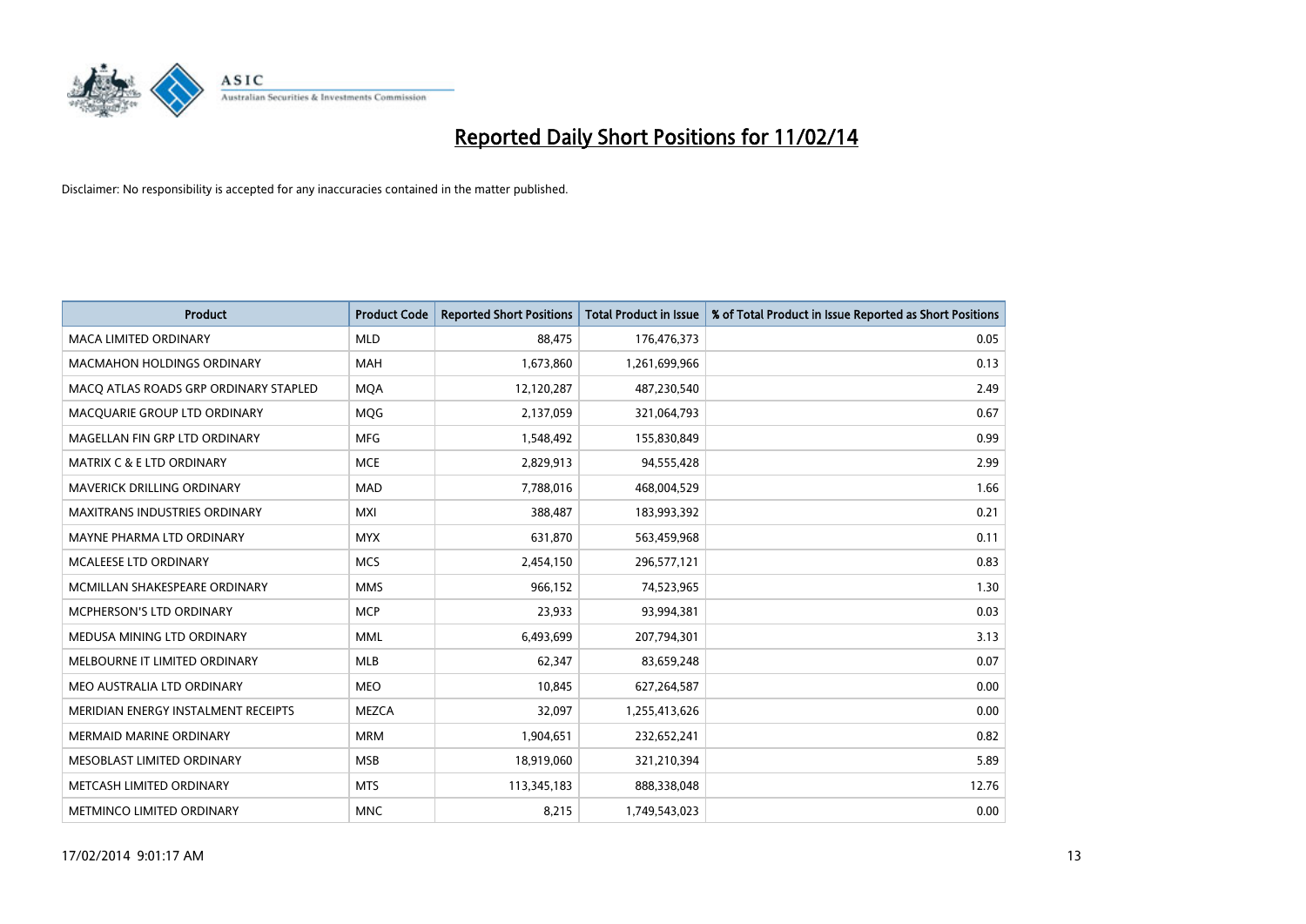# Reported Daily Short Positions for 11/02/14

Disclaimer: No responsibility is accepted for any inaccuracies contained in the matter published.

| Product | Product Code | Reported Short Positions | Total Product in Issue | % of Total Product in Issue Reported as Short Positions |
|---|---|---|---|---|
| MACA LIMITED ORDINARY | MLD | 88,475 | 176,476,373 | 0.05 |
| MACMAHON HOLDINGS ORDINARY | MAH | 1,673,860 | 1,261,699,966 | 0.13 |
| MACQ ATLAS ROADS GRP ORDINARY STAPLED | MQA | 12,120,287 | 487,230,540 | 2.49 |
| MACQUARIE GROUP LTD ORDINARY | MQG | 2,137,059 | 321,064,793 | 0.67 |
| MAGELLAN FIN GRP LTD ORDINARY | MFG | 1,548,492 | 155,830,849 | 0.99 |
| MATRIX C & E LTD ORDINARY | MCE | 2,829,913 | 94,555,428 | 2.99 |
| MAVERICK DRILLING ORDINARY | MAD | 7,788,016 | 468,004,529 | 1.66 |
| MAXITRANS INDUSTRIES ORDINARY | MXI | 388,487 | 183,993,392 | 0.21 |
| MAYNE PHARMA LTD ORDINARY | MYX | 631,870 | 563,459,968 | 0.11 |
| MCALEESE LTD ORDINARY | MCS | 2,454,150 | 296,577,121 | 0.83 |
| MCMILLAN SHAKESPEARE ORDINARY | MMS | 966,152 | 74,523,965 | 1.30 |
| MCPHERSON'S LTD ORDINARY | MCP | 23,933 | 93,994,381 | 0.03 |
| MEDUSA MINING LTD ORDINARY | MML | 6,493,699 | 207,794,301 | 3.13 |
| MELBOURNE IT LIMITED ORDINARY | MLB | 62,347 | 83,659,248 | 0.07 |
| MEO AUSTRALIA LTD ORDINARY | MEO | 10,845 | 627,264,587 | 0.00 |
| MERIDIAN ENERGY INSTALMENT RECEIPTS | MEZCA | 32,097 | 1,255,413,626 | 0.00 |
| MERMAID MARINE ORDINARY | MRM | 1,904,651 | 232,652,241 | 0.82 |
| MESOBLAST LIMITED ORDINARY | MSB | 18,919,060 | 321,210,394 | 5.89 |
| METCASH LIMITED ORDINARY | MTS | 113,345,183 | 888,338,048 | 12.76 |
| METMINCO LIMITED ORDINARY | MNC | 8,215 | 1,749,543,023 | 0.00 |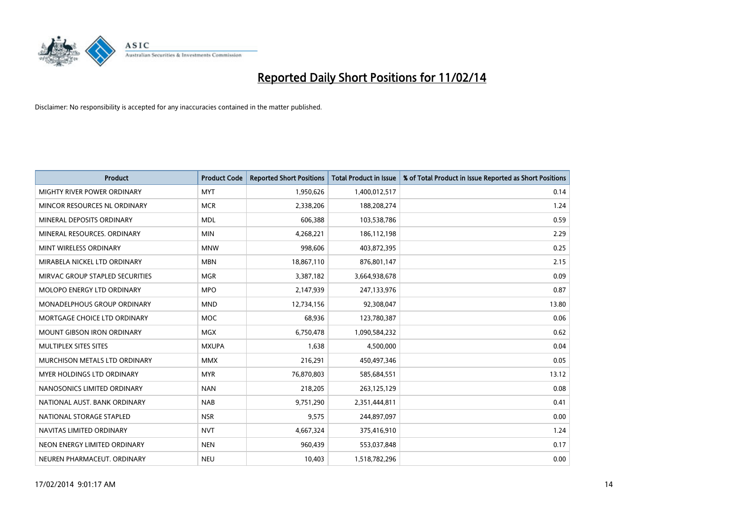# Reported Daily Short Positions for 11/02/14

Disclaimer: No responsibility is accepted for any inaccuracies contained in the matter published.

| Product | Product Code | Reported Short Positions | Total Product in Issue | % of Total Product in Issue Reported as Short Positions |
|---|---|---|---|---|
| MIGHTY RIVER POWER ORDINARY | MYT | 1,950,626 | 1,400,012,517 | 0.14 |
| MINCOR RESOURCES NL ORDINARY | MCR | 2,338,206 | 188,208,274 | 1.24 |
| MINERAL DEPOSITS ORDINARY | MDL | 606,388 | 103,538,786 | 0.59 |
| MINERAL RESOURCES. ORDINARY | MIN | 4,268,221 | 186,112,198 | 2.29 |
| MINT WIRELESS ORDINARY | MNW | 998,606 | 403,872,395 | 0.25 |
| MIRABELA NICKEL LTD ORDINARY | MBN | 18,867,110 | 876,801,147 | 2.15 |
| MIRVAC GROUP STAPLED SECURITIES | MGR | 3,387,182 | 3,664,938,678 | 0.09 |
| MOLOPO ENERGY LTD ORDINARY | MPO | 2,147,939 | 247,133,976 | 0.87 |
| MONADELPHOUS GROUP ORDINARY | MND | 12,734,156 | 92,308,047 | 13.80 |
| MORTGAGE CHOICE LTD ORDINARY | MOC | 68,936 | 123,780,387 | 0.06 |
| MOUNT GIBSON IRON ORDINARY | MGX | 6,750,478 | 1,090,584,232 | 0.62 |
| MULTIPLEX SITES SITES | MXUPA | 1,638 | 4,500,000 | 0.04 |
| MURCHISON METALS LTD ORDINARY | MMX | 216,291 | 450,497,346 | 0.05 |
| MYER HOLDINGS LTD ORDINARY | MYR | 76,870,803 | 585,684,551 | 13.12 |
| NANOSONICS LIMITED ORDINARY | NAN | 218,205 | 263,125,129 | 0.08 |
| NATIONAL AUST. BANK ORDINARY | NAB | 9,751,290 | 2,351,444,811 | 0.41 |
| NATIONAL STORAGE STAPLED | NSR | 9,575 | 244,897,097 | 0.00 |
| NAVITAS LIMITED ORDINARY | NVT | 4,667,324 | 375,416,910 | 1.24 |
| NEON ENERGY LIMITED ORDINARY | NEN | 960,439 | 553,037,848 | 0.17 |
| NEUREN PHARMACEUT. ORDINARY | NEU | 10,403 | 1,518,782,296 | 0.00 |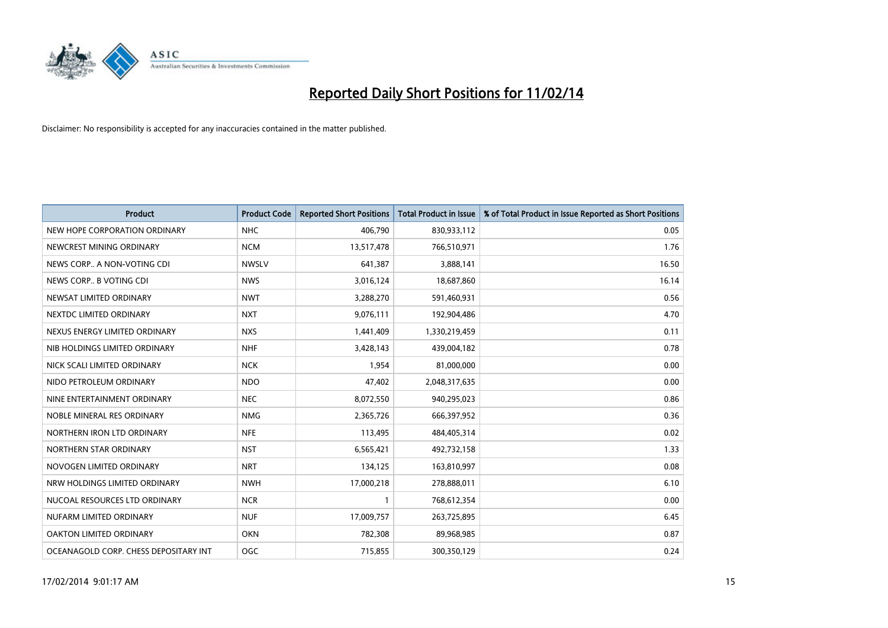# Reported Daily Short Positions for 11/02/14

Disclaimer: No responsibility is accepted for any inaccuracies contained in the matter published.

| Product | Product Code | Reported Short Positions | Total Product in Issue | % of Total Product in Issue Reported as Short Positions |
|---|---|---|---|---|
| NEW HOPE CORPORATION ORDINARY | NHC | 406,790 | 830,933,112 | 0.05 |
| NEWCREST MINING ORDINARY | NCM | 13,517,478 | 766,510,971 | 1.76 |
| NEWS CORP.. A NON-VOTING CDI | NWSLV | 641,387 | 3,888,141 | 16.50 |
| NEWS CORP.. B VOTING CDI | NWS | 3,016,124 | 18,687,860 | 16.14 |
| NEWSAT LIMITED ORDINARY | NWT | 3,288,270 | 591,460,931 | 0.56 |
| NEXTDC LIMITED ORDINARY | NXT | 9,076,111 | 192,904,486 | 4.70 |
| NEXUS ENERGY LIMITED ORDINARY | NXS | 1,441,409 | 1,330,219,459 | 0.11 |
| NIB HOLDINGS LIMITED ORDINARY | NHF | 3,428,143 | 439,004,182 | 0.78 |
| NICK SCALI LIMITED ORDINARY | NCK | 1,954 | 81,000,000 | 0.00 |
| NIDO PETROLEUM ORDINARY | NDO | 47,402 | 2,048,317,635 | 0.00 |
| NINE ENTERTAINMENT ORDINARY | NEC | 8,072,550 | 940,295,023 | 0.86 |
| NOBLE MINERAL RES ORDINARY | NMG | 2,365,726 | 666,397,952 | 0.36 |
| NORTHERN IRON LTD ORDINARY | NFE | 113,495 | 484,405,314 | 0.02 |
| NORTHERN STAR ORDINARY | NST | 6,565,421 | 492,732,158 | 1.33 |
| NOVOGEN LIMITED ORDINARY | NRT | 134,125 | 163,810,997 | 0.08 |
| NRW HOLDINGS LIMITED ORDINARY | NWH | 17,000,218 | 278,888,011 | 6.10 |
| NUCOAL RESOURCES LTD ORDINARY | NCR | 1 | 768,612,354 | 0.00 |
| NUFARM LIMITED ORDINARY | NUF | 17,009,757 | 263,725,895 | 6.45 |
| OAKTON LIMITED ORDINARY | OKN | 782,308 | 89,968,985 | 0.87 |
| OCEANAGOLD CORP. CHESS DEPOSITARY INT | OGC | 715,855 | 300,350,129 | 0.24 |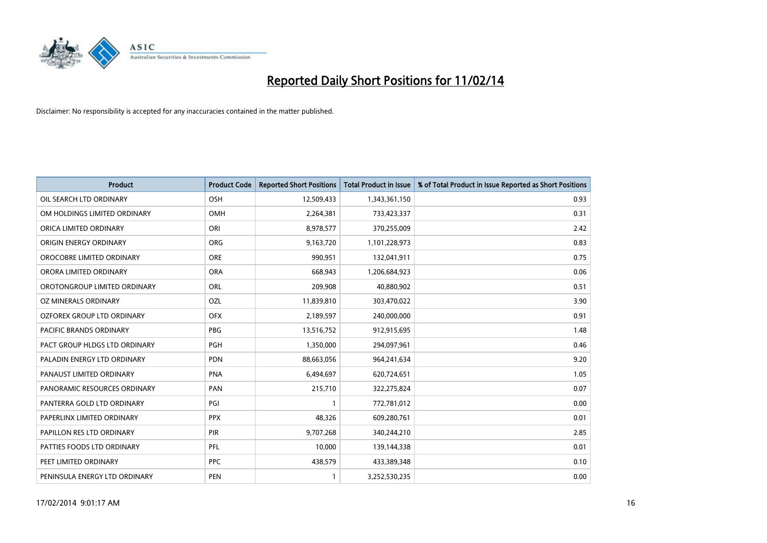# Reported Daily Short Positions for 11/02/14

Disclaimer: No responsibility is accepted for any inaccuracies contained in the matter published.

| Product | Product Code | Reported Short Positions | Total Product in Issue | % of Total Product in Issue Reported as Short Positions |
|---|---|---|---|---|
| OIL SEARCH LTD ORDINARY | OSH | 12,509,433 | 1,343,361,150 | 0.93 |
| OM HOLDINGS LIMITED ORDINARY | OMH | 2,264,381 | 733,423,337 | 0.31 |
| ORICA LIMITED ORDINARY | ORI | 8,978,577 | 370,255,009 | 2.42 |
| ORIGIN ENERGY ORDINARY | ORG | 9,163,720 | 1,101,228,973 | 0.83 |
| OROCOBRE LIMITED ORDINARY | ORE | 990,951 | 132,041,911 | 0.75 |
| ORORA LIMITED ORDINARY | ORA | 668,943 | 1,206,684,923 | 0.06 |
| OROTONGROUP LIMITED ORDINARY | ORL | 209,908 | 40,880,902 | 0.51 |
| OZ MINERALS ORDINARY | OZL | 11,839,810 | 303,470,022 | 3.90 |
| OZFOREX GROUP LTD ORDINARY | OFX | 2,189,597 | 240,000,000 | 0.91 |
| PACIFIC BRANDS ORDINARY | PBG | 13,516,752 | 912,915,695 | 1.48 |
| PACT GROUP HLDGS LTD ORDINARY | PGH | 1,350,000 | 294,097,961 | 0.46 |
| PALADIN ENERGY LTD ORDINARY | PDN | 88,663,056 | 964,241,634 | 9.20 |
| PANAUST LIMITED ORDINARY | PNA | 6,494,697 | 620,724,651 | 1.05 |
| PANORAMIC RESOURCES ORDINARY | PAN | 215,710 | 322,275,824 | 0.07 |
| PANTERRA GOLD LTD ORDINARY | PGI | 1 | 772,781,012 | 0.00 |
| PAPERLINX LIMITED ORDINARY | PPX | 48,326 | 609,280,761 | 0.01 |
| PAPILLON RES LTD ORDINARY | PIR | 9,707,268 | 340,244,210 | 2.85 |
| PATTIES FOODS LTD ORDINARY | PFL | 10,000 | 139,144,338 | 0.01 |
| PEET LIMITED ORDINARY | PPC | 438,579 | 433,389,348 | 0.10 |
| PENINSULA ENERGY LTD ORDINARY | PEN | 1 | 3,252,530,235 | 0.00 |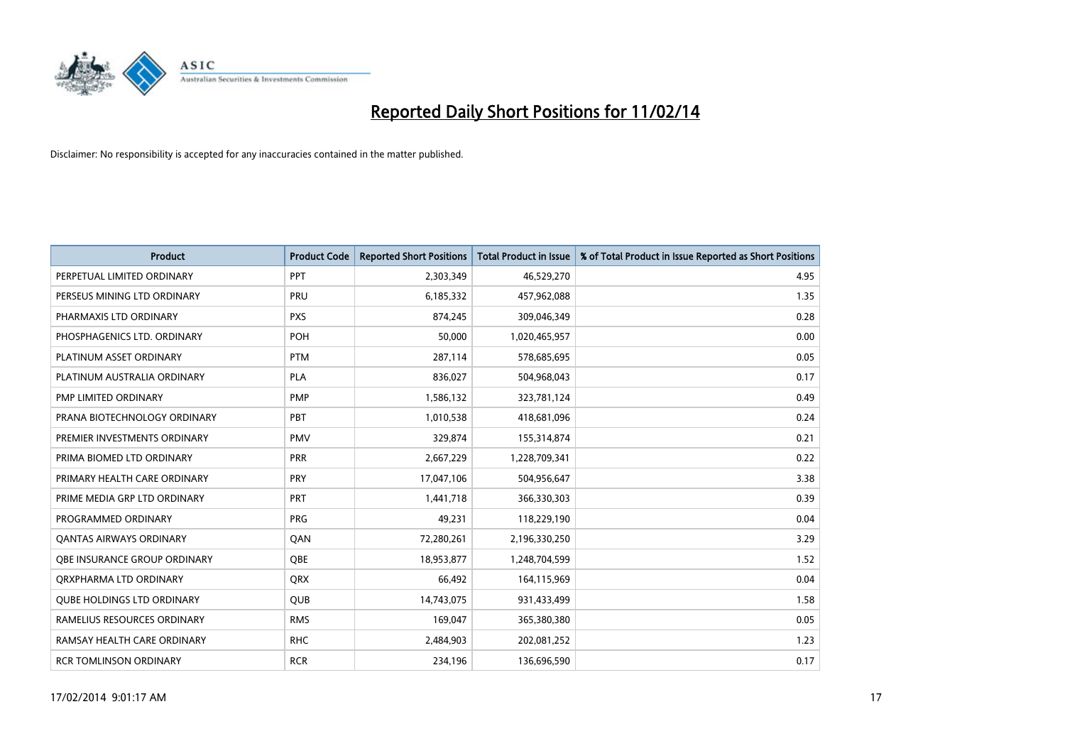# Reported Daily Short Positions for 11/02/14

Disclaimer: No responsibility is accepted for any inaccuracies contained in the matter published.

| Product | Product Code | Reported Short Positions | Total Product in Issue | % of Total Product in Issue Reported as Short Positions |
|---|---|---|---|---|
| PERPETUAL LIMITED ORDINARY | PPT | 2,303,349 | 46,529,270 | 4.95 |
| PERSEUS MINING LTD ORDINARY | PRU | 6,185,332 | 457,962,088 | 1.35 |
| PHARMAXIS LTD ORDINARY | PXS | 874,245 | 309,046,349 | 0.28 |
| PHOSPHAGENICS LTD. ORDINARY | POH | 50,000 | 1,020,465,957 | 0.00 |
| PLATINUM ASSET ORDINARY | PTM | 287,114 | 578,685,695 | 0.05 |
| PLATINUM AUSTRALIA ORDINARY | PLA | 836,027 | 504,968,043 | 0.17 |
| PMP LIMITED ORDINARY | PMP | 1,586,132 | 323,781,124 | 0.49 |
| PRANA BIOTECHNOLOGY ORDINARY | PBT | 1,010,538 | 418,681,096 | 0.24 |
| PREMIER INVESTMENTS ORDINARY | PMV | 329,874 | 155,314,874 | 0.21 |
| PRIMA BIOMED LTD ORDINARY | PRR | 2,667,229 | 1,228,709,341 | 0.22 |
| PRIMARY HEALTH CARE ORDINARY | PRY | 17,047,106 | 504,956,647 | 3.38 |
| PRIME MEDIA GRP LTD ORDINARY | PRT | 1,441,718 | 366,330,303 | 0.39 |
| PROGRAMMED ORDINARY | PRG | 49,231 | 118,229,190 | 0.04 |
| QANTAS AIRWAYS ORDINARY | QAN | 72,280,261 | 2,196,330,250 | 3.29 |
| QBE INSURANCE GROUP ORDINARY | QBE | 18,953,877 | 1,248,704,599 | 1.52 |
| QRXPHARMA LTD ORDINARY | QRX | 66,492 | 164,115,969 | 0.04 |
| QUBE HOLDINGS LTD ORDINARY | QUB | 14,743,075 | 931,433,499 | 1.58 |
| RAMELIUS RESOURCES ORDINARY | RMS | 169,047 | 365,380,380 | 0.05 |
| RAMSAY HEALTH CARE ORDINARY | RHC | 2,484,903 | 202,081,252 | 1.23 |
| RCR TOMLINSON ORDINARY | RCR | 234,196 | 136,696,590 | 0.17 |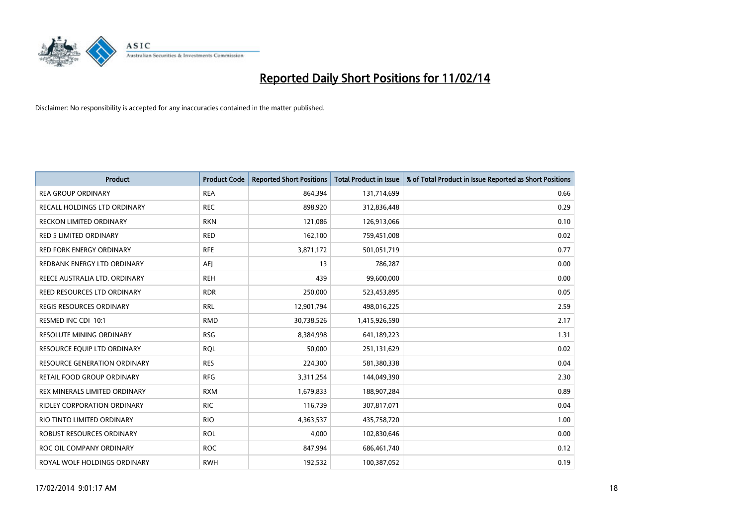# Reported Daily Short Positions for 11/02/14

Disclaimer: No responsibility is accepted for any inaccuracies contained in the matter published.

| Product | Product Code | Reported Short Positions | Total Product in Issue | % of Total Product in Issue Reported as Short Positions |
|---|---|---|---|---|
| REA GROUP ORDINARY | REA | 864,394 | 131,714,699 | 0.66 |
| RECALL HOLDINGS LTD ORDINARY | REC | 898,920 | 312,836,448 | 0.29 |
| RECKON LIMITED ORDINARY | RKN | 121,086 | 126,913,066 | 0.10 |
| RED 5 LIMITED ORDINARY | RED | 162,100 | 759,451,008 | 0.02 |
| RED FORK ENERGY ORDINARY | RFE | 3,871,172 | 501,051,719 | 0.77 |
| REDBANK ENERGY LTD ORDINARY | AEJ | 13 | 786,287 | 0.00 |
| REECE AUSTRALIA LTD. ORDINARY | REH | 439 | 99,600,000 | 0.00 |
| REED RESOURCES LTD ORDINARY | RDR | 250,000 | 523,453,895 | 0.05 |
| REGIS RESOURCES ORDINARY | RRL | 12,901,794 | 498,016,225 | 2.59 |
| RESMED INC CDI 10:1 | RMD | 30,738,526 | 1,415,926,590 | 2.17 |
| RESOLUTE MINING ORDINARY | RSG | 8,384,998 | 641,189,223 | 1.31 |
| RESOURCE EQUIP LTD ORDINARY | RQL | 50,000 | 251,131,629 | 0.02 |
| RESOURCE GENERATION ORDINARY | RES | 224,300 | 581,380,338 | 0.04 |
| RETAIL FOOD GROUP ORDINARY | RFG | 3,311,254 | 144,049,390 | 2.30 |
| REX MINERALS LIMITED ORDINARY | RXM | 1,679,833 | 188,907,284 | 0.89 |
| RIDLEY CORPORATION ORDINARY | RIC | 116,739 | 307,817,071 | 0.04 |
| RIO TINTO LIMITED ORDINARY | RIO | 4,363,537 | 435,758,720 | 1.00 |
| ROBUST RESOURCES ORDINARY | ROL | 4,000 | 102,830,646 | 0.00 |
| ROC OIL COMPANY ORDINARY | ROC | 847,994 | 686,461,740 | 0.12 |
| ROYAL WOLF HOLDINGS ORDINARY | RWH | 192,532 | 100,387,052 | 0.19 |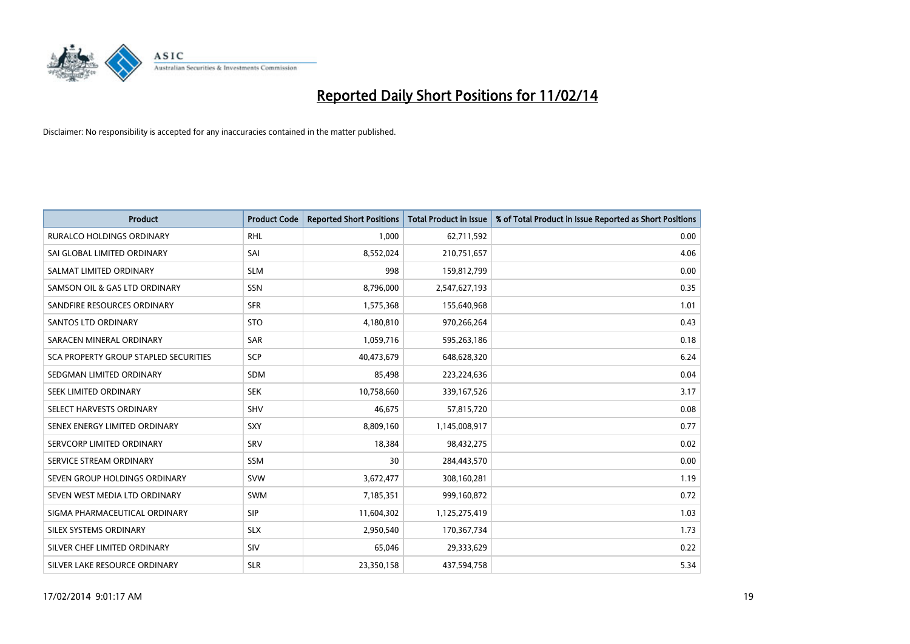# Reported Daily Short Positions for 11/02/14

Disclaimer: No responsibility is accepted for any inaccuracies contained in the matter published.

| Product | Product Code | Reported Short Positions | Total Product in Issue | % of Total Product in Issue Reported as Short Positions |
|---|---|---|---|---|
| RURALCO HOLDINGS ORDINARY | RHL | 1,000 | 62,711,592 | 0.00 |
| SAI GLOBAL LIMITED ORDINARY | SAI | 8,552,024 | 210,751,657 | 4.06 |
| SALMAT LIMITED ORDINARY | SLM | 998 | 159,812,799 | 0.00 |
| SAMSON OIL & GAS LTD ORDINARY | SSN | 8,796,000 | 2,547,627,193 | 0.35 |
| SANDFIRE RESOURCES ORDINARY | SFR | 1,575,368 | 155,640,968 | 1.01 |
| SANTOS LTD ORDINARY | STO | 4,180,810 | 970,266,264 | 0.43 |
| SARACEN MINERAL ORDINARY | SAR | 1,059,716 | 595,263,186 | 0.18 |
| SCA PROPERTY GROUP STAPLED SECURITIES | SCP | 40,473,679 | 648,628,320 | 6.24 |
| SEDGMAN LIMITED ORDINARY | SDM | 85,498 | 223,224,636 | 0.04 |
| SEEK LIMITED ORDINARY | SEK | 10,758,660 | 339,167,526 | 3.17 |
| SELECT HARVESTS ORDINARY | SHV | 46,675 | 57,815,720 | 0.08 |
| SENEX ENERGY LIMITED ORDINARY | SXY | 8,809,160 | 1,145,008,917 | 0.77 |
| SERVCORP LIMITED ORDINARY | SRV | 18,384 | 98,432,275 | 0.02 |
| SERVICE STREAM ORDINARY | SSM | 30 | 284,443,570 | 0.00 |
| SEVEN GROUP HOLDINGS ORDINARY | SVW | 3,672,477 | 308,160,281 | 1.19 |
| SEVEN WEST MEDIA LTD ORDINARY | SWM | 7,185,351 | 999,160,872 | 0.72 |
| SIGMA PHARMACEUTICAL ORDINARY | SIP | 11,604,302 | 1,125,275,419 | 1.03 |
| SILEX SYSTEMS ORDINARY | SLX | 2,950,540 | 170,367,734 | 1.73 |
| SILVER CHEF LIMITED ORDINARY | SIV | 65,046 | 29,333,629 | 0.22 |
| SILVER LAKE RESOURCE ORDINARY | SLR | 23,350,158 | 437,594,758 | 5.34 |

17/02/2014 9:01:17 AM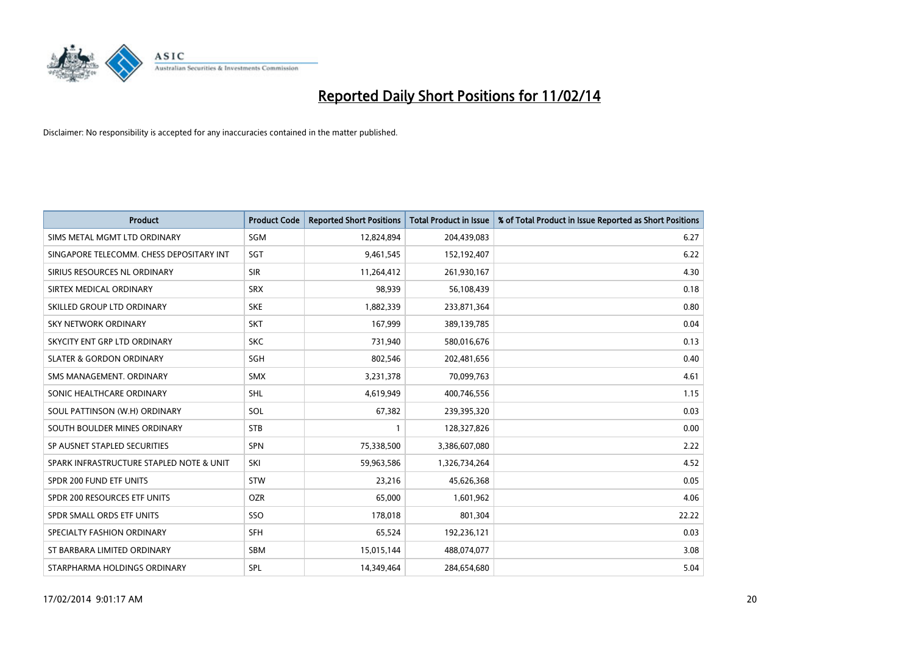# Reported Daily Short Positions for 11/02/14

Disclaimer: No responsibility is accepted for any inaccuracies contained in the matter published.

| Product | Product Code | Reported Short Positions | Total Product in Issue | % of Total Product in Issue Reported as Short Positions |
|---|---|---|---|---|
| SIMS METAL MGMT LTD ORDINARY | SGM | 12,824,894 | 204,439,083 | 6.27 |
| SINGAPORE TELECOMM. CHESS DEPOSITARY INT | SGT | 9,461,545 | 152,192,407 | 6.22 |
| SIRIUS RESOURCES NL ORDINARY | SIR | 11,264,412 | 261,930,167 | 4.30 |
| SIRTEX MEDICAL ORDINARY | SRX | 98,939 | 56,108,439 | 0.18 |
| SKILLED GROUP LTD ORDINARY | SKE | 1,882,339 | 233,871,364 | 0.80 |
| SKY NETWORK ORDINARY | SKT | 167,999 | 389,139,785 | 0.04 |
| SKYCITY ENT GRP LTD ORDINARY | SKC | 731,940 | 580,016,676 | 0.13 |
| SLATER & GORDON ORDINARY | SGH | 802,546 | 202,481,656 | 0.40 |
| SMS MANAGEMENT. ORDINARY | SMX | 3,231,378 | 70,099,763 | 4.61 |
| SONIC HEALTHCARE ORDINARY | SHL | 4,619,949 | 400,746,556 | 1.15 |
| SOUL PATTINSON (W.H) ORDINARY | SOL | 67,382 | 239,395,320 | 0.03 |
| SOUTH BOULDER MINES ORDINARY | STB | 1 | 128,327,826 | 0.00 |
| SP AUSNET STAPLED SECURITIES | SPN | 75,338,500 | 3,386,607,080 | 2.22 |
| SPARK INFRASTRUCTURE STAPLED NOTE & UNIT | SKI | 59,963,586 | 1,326,734,264 | 4.52 |
| SPDR 200 FUND ETF UNITS | STW | 23,216 | 45,626,368 | 0.05 |
| SPDR 200 RESOURCES ETF UNITS | OZR | 65,000 | 1,601,962 | 4.06 |
| SPDR SMALL ORDS ETF UNITS | SSO | 178,018 | 801,304 | 22.22 |
| SPECIALTY FASHION ORDINARY | SFH | 65,524 | 192,236,121 | 0.03 |
| ST BARBARA LIMITED ORDINARY | SBM | 15,015,144 | 488,074,077 | 3.08 |
| STARPHARMA HOLDINGS ORDINARY | SPL | 14,349,464 | 284,654,680 | 5.04 |

17/02/2014 9:01:17 AM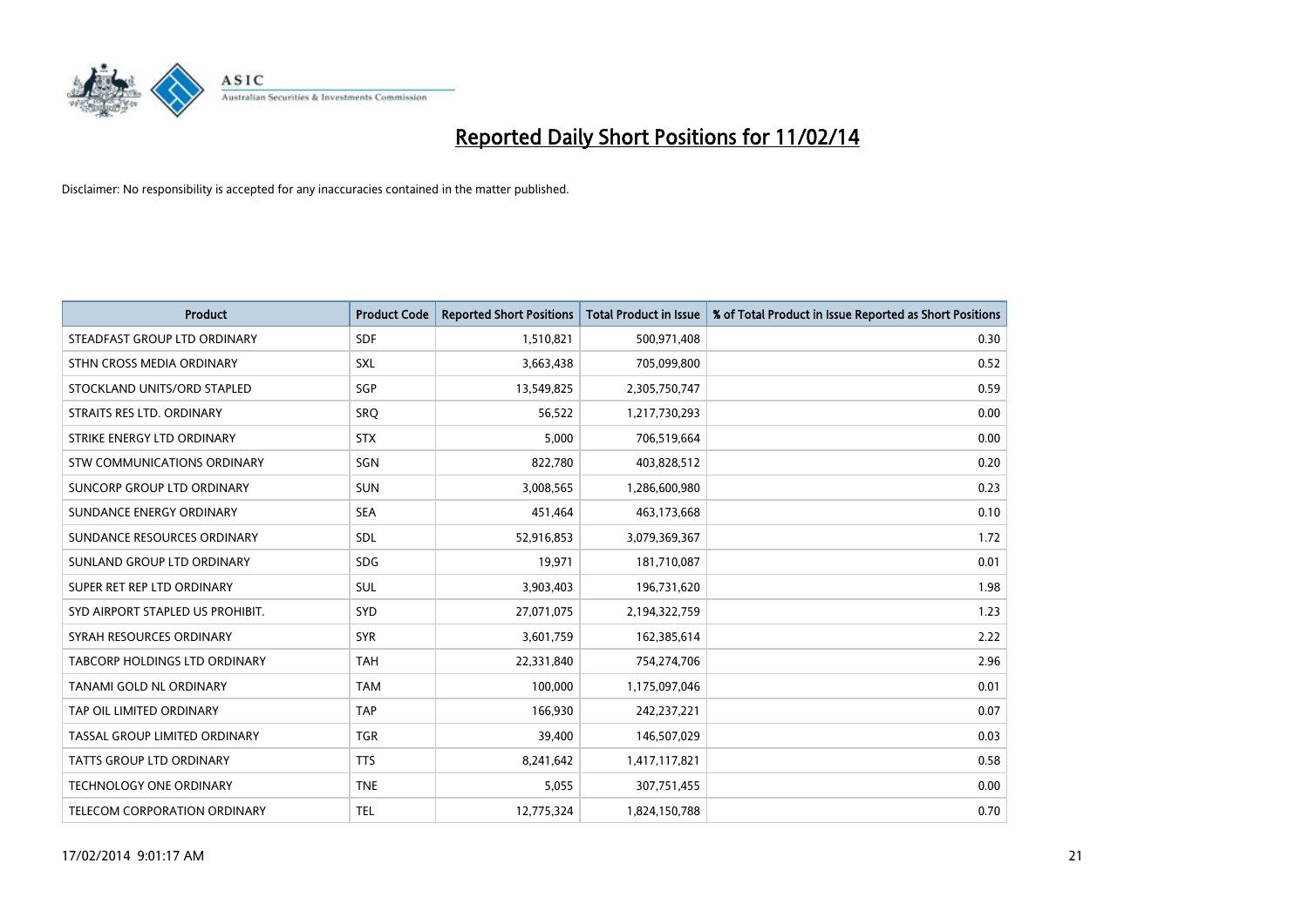# Reported Daily Short Positions for 11/02/14

Disclaimer: No responsibility is accepted for any inaccuracies contained in the matter published.

| Product | Product Code | Reported Short Positions | Total Product in Issue | % of Total Product in Issue Reported as Short Positions |
|---|---|---|---|---|
| STEADFAST GROUP LTD ORDINARY | SDF | 1,510,821 | 500,971,408 | 0.30 |
| STHN CROSS MEDIA ORDINARY | SXL | 3,663,438 | 705,099,800 | 0.52 |
| STOCKLAND UNITS/ORD STAPLED | SGP | 13,549,825 | 2,305,750,747 | 0.59 |
| STRAITS RES LTD. ORDINARY | SRQ | 56,522 | 1,217,730,293 | 0.00 |
| STRIKE ENERGY LTD ORDINARY | STX | 5,000 | 706,519,664 | 0.00 |
| STW COMMUNICATIONS ORDINARY | SGN | 822,780 | 403,828,512 | 0.20 |
| SUNCORP GROUP LTD ORDINARY | SUN | 3,008,565 | 1,286,600,980 | 0.23 |
| SUNDANCE ENERGY ORDINARY | SEA | 451,464 | 463,173,668 | 0.10 |
| SUNDANCE RESOURCES ORDINARY | SDL | 52,916,853 | 3,079,369,367 | 1.72 |
| SUNLAND GROUP LTD ORDINARY | SDG | 19,971 | 181,710,087 | 0.01 |
| SUPER RET REP LTD ORDINARY | SUL | 3,903,403 | 196,731,620 | 1.98 |
| SYD AIRPORT STAPLED US PROHIBIT. | SYD | 27,071,075 | 2,194,322,759 | 1.23 |
| SYRAH RESOURCES ORDINARY | SYR | 3,601,759 | 162,385,614 | 2.22 |
| TABCORP HOLDINGS LTD ORDINARY | TAH | 22,331,840 | 754,274,706 | 2.96 |
| TANAMI GOLD NL ORDINARY | TAM | 100,000 | 1,175,097,046 | 0.01 |
| TAP OIL LIMITED ORDINARY | TAP | 166,930 | 242,237,221 | 0.07 |
| TASSAL GROUP LIMITED ORDINARY | TGR | 39,400 | 146,507,029 | 0.03 |
| TATTS GROUP LTD ORDINARY | TTS | 8,241,642 | 1,417,117,821 | 0.58 |
| TECHNOLOGY ONE ORDINARY | TNE | 5,055 | 307,751,455 | 0.00 |
| TELECOM CORPORATION ORDINARY | TEL | 12,775,324 | 1,824,150,788 | 0.70 |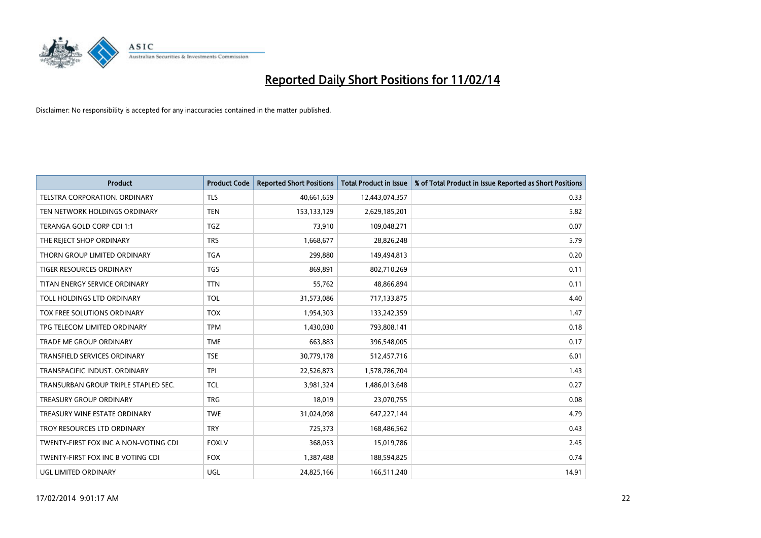# Reported Daily Short Positions for 11/02/14

Disclaimer: No responsibility is accepted for any inaccuracies contained in the matter published.

| Product | Product Code | Reported Short Positions | Total Product in Issue | % of Total Product in Issue Reported as Short Positions |
|---|---|---|---|---|
| TELSTRA CORPORATION. ORDINARY | TLS | 40,661,659 | 12,443,074,357 | 0.33 |
| TEN NETWORK HOLDINGS ORDINARY | TEN | 153,133,129 | 2,629,185,201 | 5.82 |
| TERANGA GOLD CORP CDI 1:1 | TGZ | 73,910 | 109,048,271 | 0.07 |
| THE REJECT SHOP ORDINARY | TRS | 1,668,677 | 28,826,248 | 5.79 |
| THORN GROUP LIMITED ORDINARY | TGA | 299,880 | 149,494,813 | 0.20 |
| TIGER RESOURCES ORDINARY | TGS | 869,891 | 802,710,269 | 0.11 |
| TITAN ENERGY SERVICE ORDINARY | TTN | 55,762 | 48,866,894 | 0.11 |
| TOLL HOLDINGS LTD ORDINARY | TOL | 31,573,086 | 717,133,875 | 4.40 |
| TOX FREE SOLUTIONS ORDINARY | TOX | 1,954,303 | 133,242,359 | 1.47 |
| TPG TELECOM LIMITED ORDINARY | TPM | 1,430,030 | 793,808,141 | 0.18 |
| TRADE ME GROUP ORDINARY | TME | 663,883 | 396,548,005 | 0.17 |
| TRANSFIELD SERVICES ORDINARY | TSE | 30,779,178 | 512,457,716 | 6.01 |
| TRANSPACIFIC INDUST. ORDINARY | TPI | 22,526,873 | 1,578,786,704 | 1.43 |
| TRANSURBAN GROUP TRIPLE STAPLED SEC. | TCL | 3,981,324 | 1,486,013,648 | 0.27 |
| TREASURY GROUP ORDINARY | TRG | 18,019 | 23,070,755 | 0.08 |
| TREASURY WINE ESTATE ORDINARY | TWE | 31,024,098 | 647,227,144 | 4.79 |
| TROY RESOURCES LTD ORDINARY | TRY | 725,373 | 168,486,562 | 0.43 |
| TWENTY-FIRST FOX INC A NON-VOTING CDI | FOXLV | 368,053 | 15,019,786 | 2.45 |
| TWENTY-FIRST FOX INC B VOTING CDI | FOX | 1,387,488 | 188,594,825 | 0.74 |
| UGL LIMITED ORDINARY | UGL | 24,825,166 | 166,511,240 | 14.91 |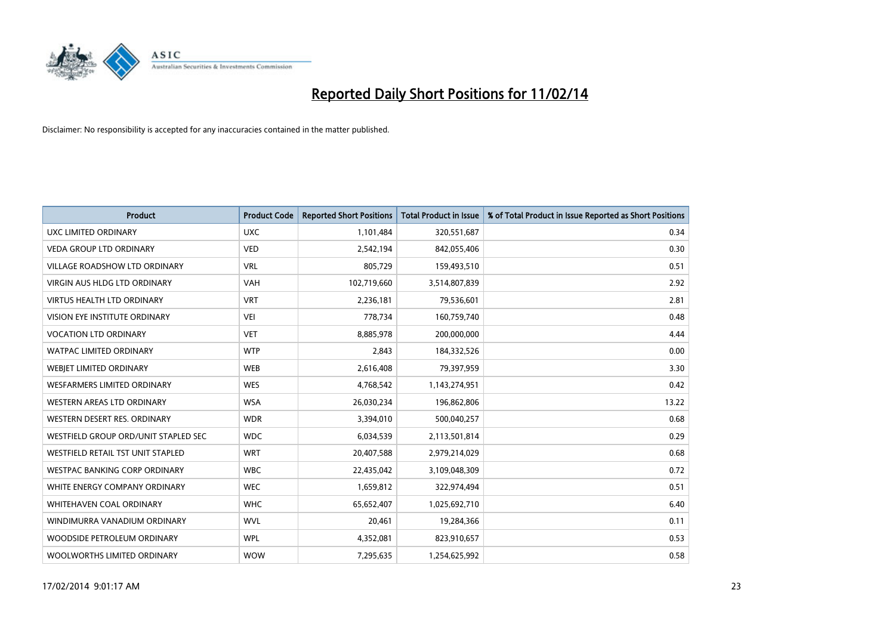# Reported Daily Short Positions for 11/02/14

Disclaimer: No responsibility is accepted for any inaccuracies contained in the matter published.

| Product | Product Code | Reported Short Positions | Total Product in Issue | % of Total Product in Issue Reported as Short Positions |
|---|---|---|---|---|
| UXC LIMITED ORDINARY | UXC | 1,101,484 | 320,551,687 | 0.34 |
| VEDA GROUP LTD ORDINARY | VED | 2,542,194 | 842,055,406 | 0.30 |
| VILLAGE ROADSHOW LTD ORDINARY | VRL | 805,729 | 159,493,510 | 0.51 |
| VIRGIN AUS HLDG LTD ORDINARY | VAH | 102,719,660 | 3,514,807,839 | 2.92 |
| VIRTUS HEALTH LTD ORDINARY | VRT | 2,236,181 | 79,536,601 | 2.81 |
| VISION EYE INSTITUTE ORDINARY | VEI | 778,734 | 160,759,740 | 0.48 |
| VOCATION LTD ORDINARY | VET | 8,885,978 | 200,000,000 | 4.44 |
| WATPAC LIMITED ORDINARY | WTP | 2,843 | 184,332,526 | 0.00 |
| WEBJET LIMITED ORDINARY | WEB | 2,616,408 | 79,397,959 | 3.30 |
| WESFARMERS LIMITED ORDINARY | WES | 4,768,542 | 1,143,274,951 | 0.42 |
| WESTERN AREAS LTD ORDINARY | WSA | 26,030,234 | 196,862,806 | 13.22 |
| WESTERN DESERT RES. ORDINARY | WDR | 3,394,010 | 500,040,257 | 0.68 |
| WESTFIELD GROUP ORD/UNIT STAPLED SEC | WDC | 6,034,539 | 2,113,501,814 | 0.29 |
| WESTFIELD RETAIL TST UNIT STAPLED | WRT | 20,407,588 | 2,979,214,029 | 0.68 |
| WESTPAC BANKING CORP ORDINARY | WBC | 22,435,042 | 3,109,048,309 | 0.72 |
| WHITE ENERGY COMPANY ORDINARY | WEC | 1,659,812 | 322,974,494 | 0.51 |
| WHITEHAVEN COAL ORDINARY | WHC | 65,652,407 | 1,025,692,710 | 6.40 |
| WINDIMURRA VANADIUM ORDINARY | WVL | 20,461 | 19,284,366 | 0.11 |
| WOODSIDE PETROLEUM ORDINARY | WPL | 4,352,081 | 823,910,657 | 0.53 |
| WOOLWORTHS LIMITED ORDINARY | WOW | 7,295,635 | 1,254,625,992 | 0.58 |

17/02/2014 9:01:17 AM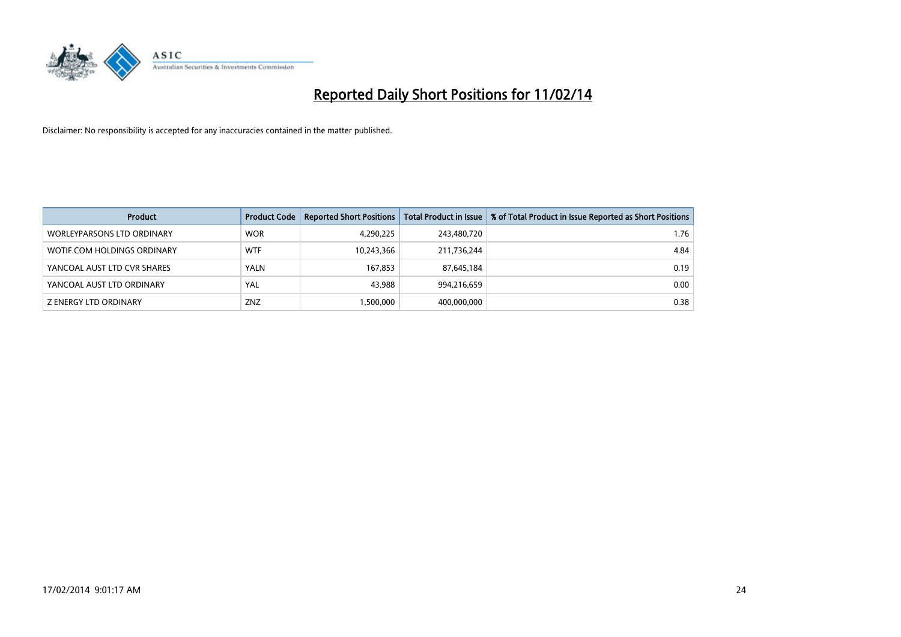# Reported Daily Short Positions for 11/02/14

Disclaimer: No responsibility is accepted for any inaccuracies contained in the matter published.

| Product | Product Code | Reported Short Positions | Total Product in Issue | % of Total Product in Issue Reported as Short Positions |
|---|---|---|---|---|
| WORLEYPARSONS LTD ORDINARY | WOR | 4,290,225 | 243,480,720 | 1.76 |
| WOTIF.COM HOLDINGS ORDINARY | WTF | 10,243,366 | 211,736,244 | 4.84 |
| YANCOAL AUST LTD CVR SHARES | YALN | 167,853 | 87,645,184 | 0.19 |
| YANCOAL AUST LTD ORDINARY | YAL | 43,988 | 994,216,659 | 0.00 |
| Z ENERGY LTD ORDINARY | ZNZ | 1,500,000 | 400,000,000 | 0.38 |

17/02/2014 9:01:17 AM